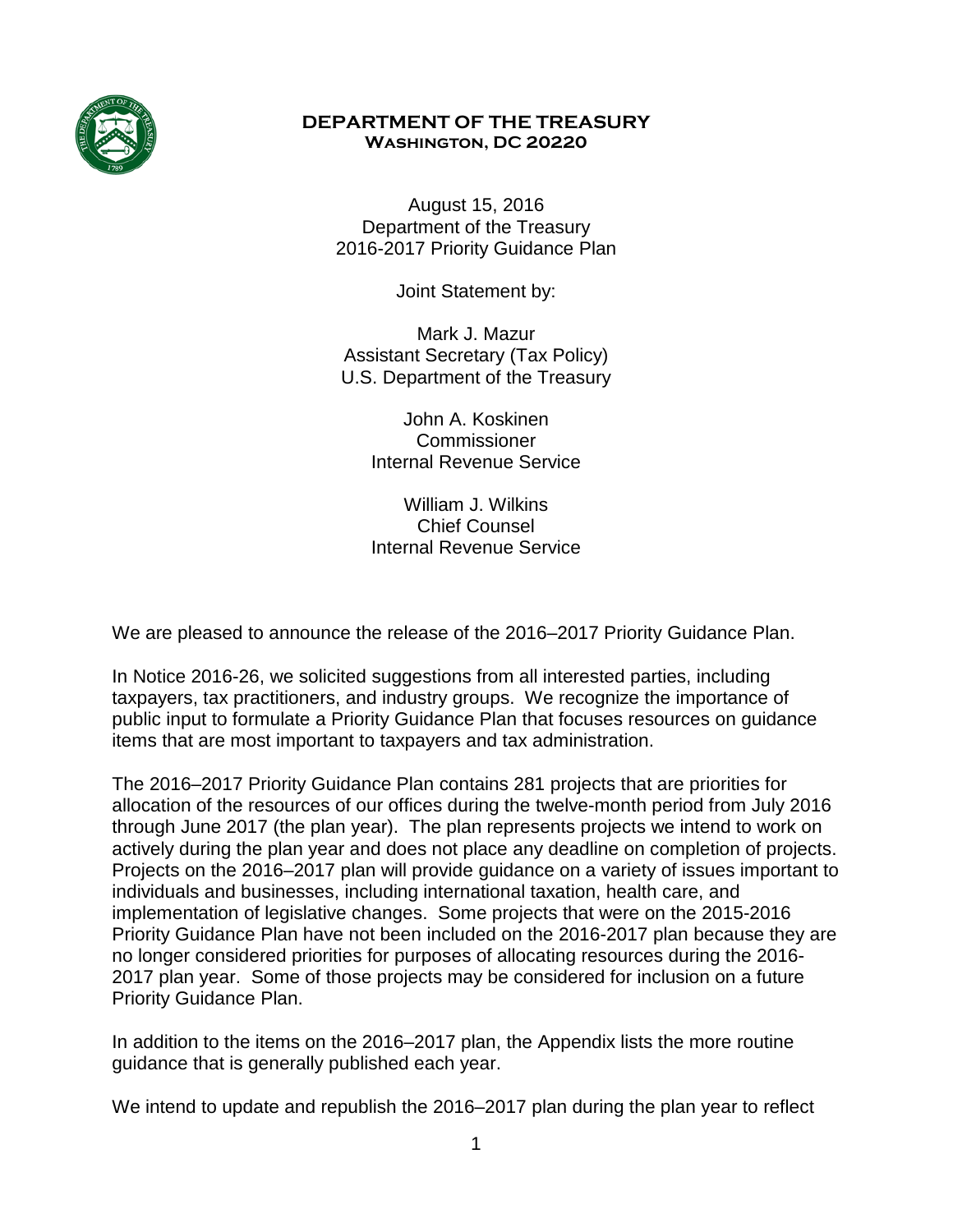**DEPARTMENT OF THE TREASURY**
**WASHINGTON, DC 20220**

August 15, 2016
Department of the Treasury
2016-2017 Priority Guidance Plan

Joint Statement by:

Mark J. Mazur
Assistant Secretary (Tax Policy)
U.S. Department of the Treasury

John A. Koskinen
Commissioner
Internal Revenue Service

William J. Wilkins
Chief Counsel
Internal Revenue Service

We are pleased to announce the release of the 2016–2017 Priority Guidance Plan.

In Notice 2016-26, we solicited suggestions from all interested parties, including taxpayers, tax practitioners, and industry groups. We recognize the importance of public input to formulate a Priority Guidance Plan that focuses resources on guidance items that are most important to taxpayers and tax administration.

The 2016–2017 Priority Guidance Plan contains 281 projects that are priorities for allocation of the resources of our offices during the twelve-month period from July 2016 through June 2017 (the plan year). The plan represents projects we intend to work on actively during the plan year and does not place any deadline on completion of projects. Projects on the 2016–2017 plan will provide guidance on a variety of issues important to individuals and businesses, including international taxation, health care, and implementation of legislative changes. Some projects that were on the 2015-2016 Priority Guidance Plan have not been included on the 2016-2017 plan because they are no longer considered priorities for purposes of allocating resources during the 2016-2017 plan year. Some of those projects may be considered for inclusion on a future Priority Guidance Plan.

In addition to the items on the 2016–2017 plan, the Appendix lists the more routine guidance that is generally published each year.

We intend to update and republish the 2016–2017 plan during the plan year to reflect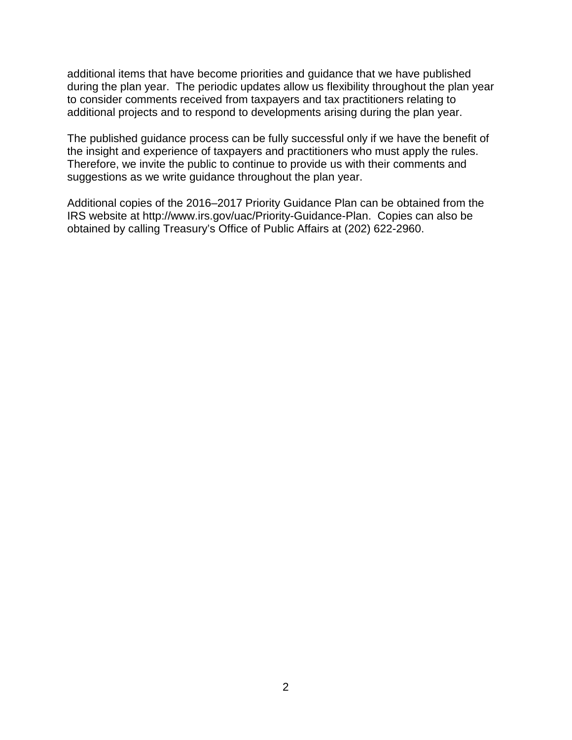additional items that have become priorities and guidance that we have published during the plan year. The periodic updates allow us flexibility throughout the plan year to consider comments received from taxpayers and tax practitioners relating to additional projects and to respond to developments arising during the plan year.

The published guidance process can be fully successful only if we have the benefit of the insight and experience of taxpayers and practitioners who must apply the rules. Therefore, we invite the public to continue to provide us with their comments and suggestions as we write guidance throughout the plan year.

Additional copies of the 2016–2017 Priority Guidance Plan can be obtained from the IRS website at http://www.irs.gov/uac/Priority-Guidance-Plan. Copies can also be obtained by calling Treasury's Office of Public Affairs at (202) 622-2960.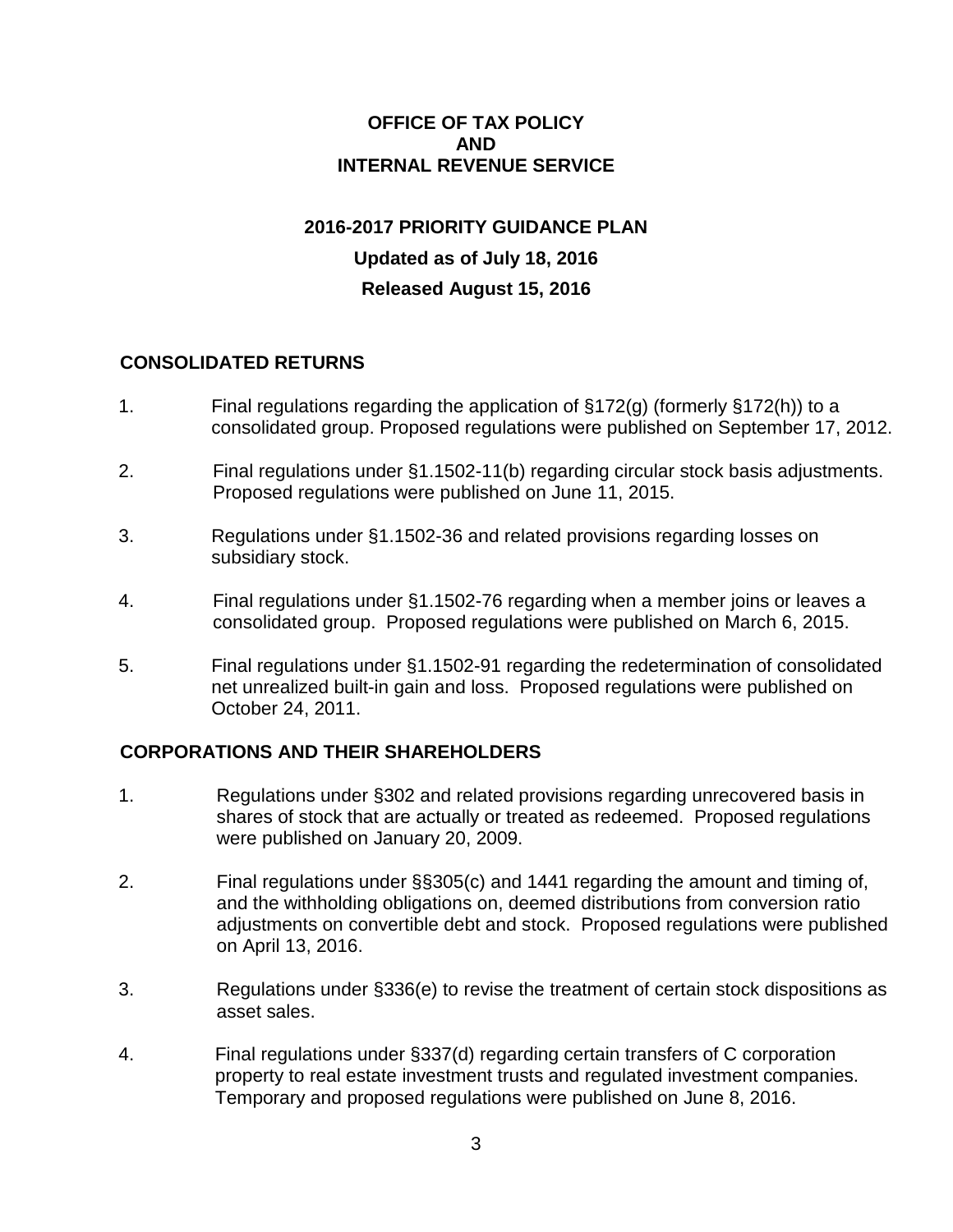**OFFICE OF TAX POLICY**
**AND**
**INTERNAL REVENUE SERVICE**

# 2016-2017 PRIORITY GUIDANCE PLAN

**Updated as of July 18, 2016**

**Released August 15, 2016**

## CONSOLIDATED RETURNS

1. Final regulations regarding the application of §172(g) (formerly §172(h)) to a consolidated group. Proposed regulations were published on September 17, 2012.

2. Final regulations under §1.1502-11(b) regarding circular stock basis adjustments. Proposed regulations were published on June 11, 2015.

3. Regulations under §1.1502-36 and related provisions regarding losses on subsidiary stock.

4. Final regulations under §1.1502-76 regarding when a member joins or leaves a consolidated group. Proposed regulations were published on March 6, 2015.

5. Final regulations under §1.1502-91 regarding the redetermination of consolidated net unrealized built-in gain and loss. Proposed regulations were published on October 24, 2011.

## CORPORATIONS AND THEIR SHAREHOLDERS

1. Regulations under §302 and related provisions regarding unrecovered basis in shares of stock that are actually or treated as redeemed. Proposed regulations were published on January 20, 2009.

2. Final regulations under §§305(c) and 1441 regarding the amount and timing of, and the withholding obligations on, deemed distributions from conversion ratio adjustments on convertible debt and stock. Proposed regulations were published on April 13, 2016.

3. Regulations under §336(e) to revise the treatment of certain stock dispositions as asset sales.

4. Final regulations under §337(d) regarding certain transfers of C corporation property to real estate investment trusts and regulated investment companies. Temporary and proposed regulations were published on June 8, 2016.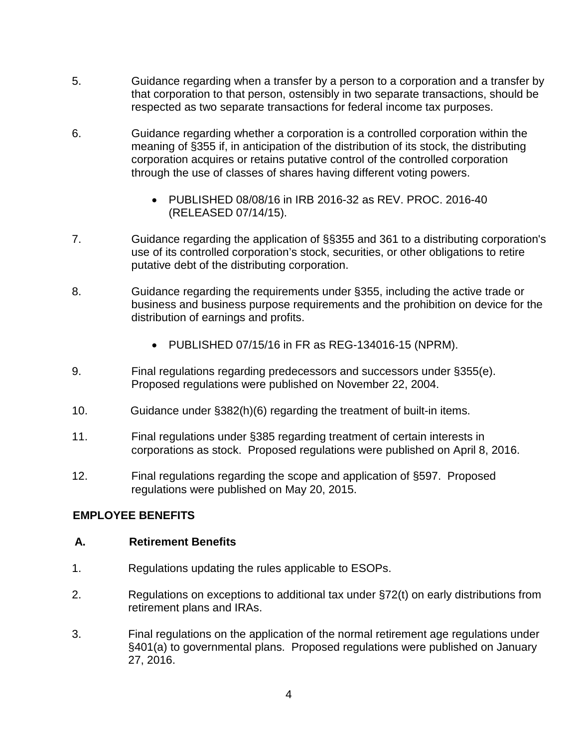5. Guidance regarding when a transfer by a person to a corporation and a transfer by that corporation to that person, ostensibly in two separate transactions, should be respected as two separate transactions for federal income tax purposes.

6. Guidance regarding whether a corporation is a controlled corporation within the meaning of §355 if, in anticipation of the distribution of its stock, the distributing corporation acquires or retains putative control of the controlled corporation through the use of classes of shares having different voting powers.

   - PUBLISHED 08/08/16 in IRB 2016-32 as REV. PROC. 2016-40 (RELEASED 07/14/15).

7. Guidance regarding the application of §§355 and 361 to a distributing corporation's use of its controlled corporation's stock, securities, or other obligations to retire putative debt of the distributing corporation.

8. Guidance regarding the requirements under §355, including the active trade or business and business purpose requirements and the prohibition on device for the distribution of earnings and profits.

   - PUBLISHED 07/15/16 in FR as REG-134016-15 (NPRM).

9. Final regulations regarding predecessors and successors under §355(e). Proposed regulations were published on November 22, 2004.

10. Guidance under §382(h)(6) regarding the treatment of built-in items.

11. Final regulations under §385 regarding treatment of certain interests in corporations as stock. Proposed regulations were published on April 8, 2016.

12. Final regulations regarding the scope and application of §597. Proposed regulations were published on May 20, 2015.

## EMPLOYEE BENEFITS

### A. Retirement Benefits

1. Regulations updating the rules applicable to ESOPs.

2. Regulations on exceptions to additional tax under §72(t) on early distributions from retirement plans and IRAs.

3. Final regulations on the application of the normal retirement age regulations under §401(a) to governmental plans. Proposed regulations were published on January 27, 2016.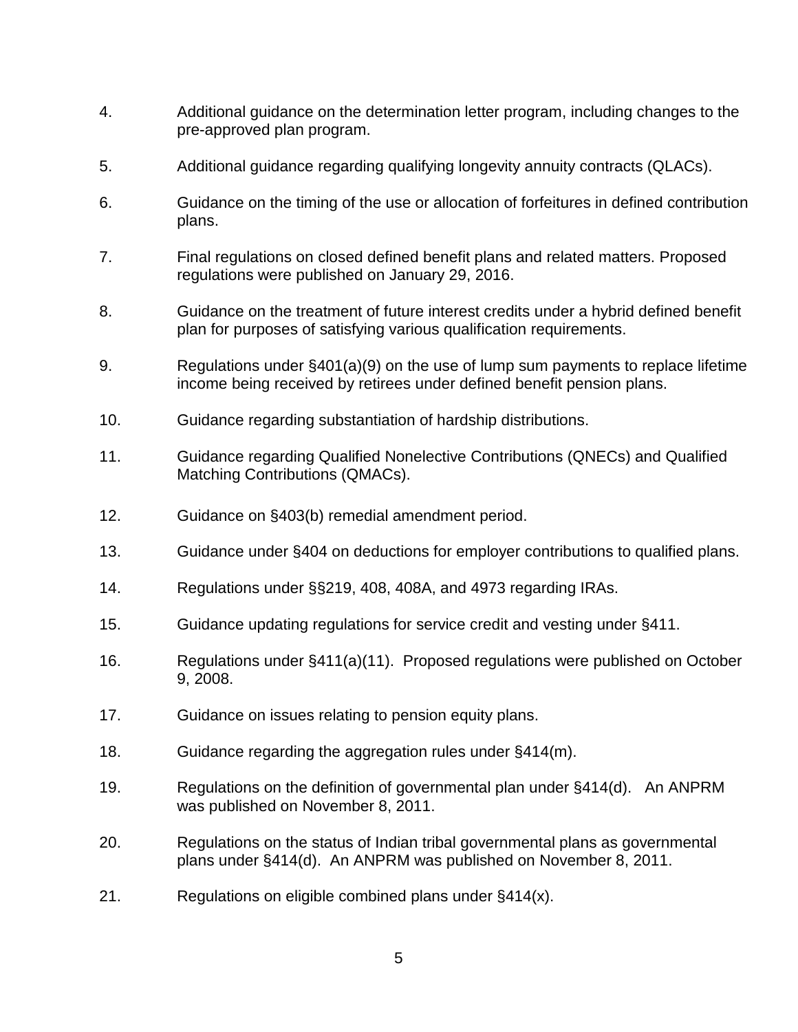4. Additional guidance on the determination letter program, including changes to the pre-approved plan program.

5. Additional guidance regarding qualifying longevity annuity contracts (QLACs).

6. Guidance on the timing of the use or allocation of forfeitures in defined contribution plans.

7. Final regulations on closed defined benefit plans and related matters. Proposed regulations were published on January 29, 2016.

8. Guidance on the treatment of future interest credits under a hybrid defined benefit plan for purposes of satisfying various qualification requirements.

9. Regulations under §401(a)(9) on the use of lump sum payments to replace lifetime income being received by retirees under defined benefit pension plans.

10. Guidance regarding substantiation of hardship distributions.

11. Guidance regarding Qualified Nonelective Contributions (QNECs) and Qualified Matching Contributions (QMACs).

12. Guidance on §403(b) remedial amendment period.

13. Guidance under §404 on deductions for employer contributions to qualified plans.

14. Regulations under §§219, 408, 408A, and 4973 regarding IRAs.

15. Guidance updating regulations for service credit and vesting under §411.

16. Regulations under §411(a)(11). Proposed regulations were published on October 9, 2008.

17. Guidance on issues relating to pension equity plans.

18. Guidance regarding the aggregation rules under §414(m).

19. Regulations on the definition of governmental plan under §414(d). An ANPRM was published on November 8, 2011.

20. Regulations on the status of Indian tribal governmental plans as governmental plans under §414(d). An ANPRM was published on November 8, 2011.

21. Regulations on eligible combined plans under §414(x).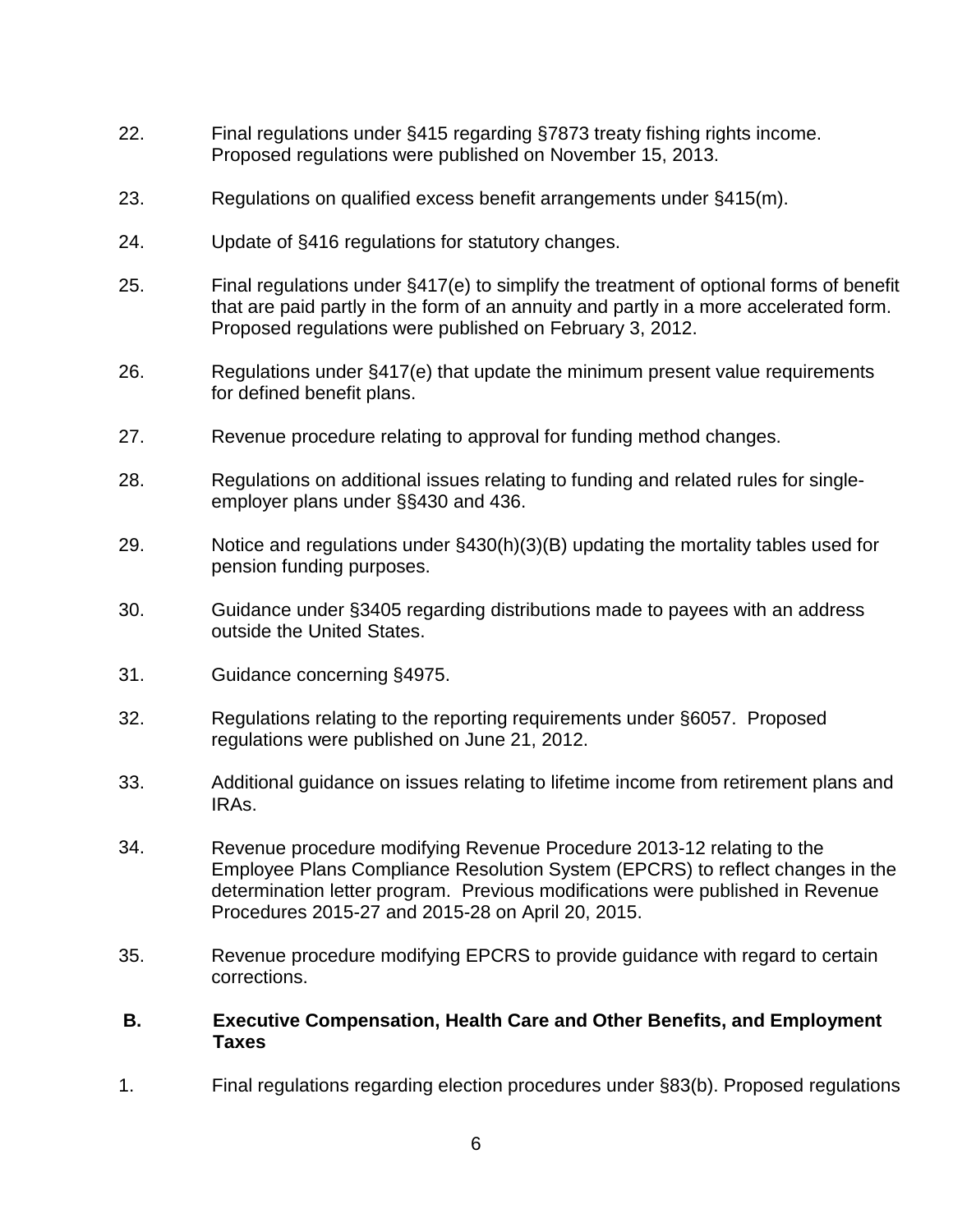22. Final regulations under §415 regarding §7873 treaty fishing rights income. Proposed regulations were published on November 15, 2013.

23. Regulations on qualified excess benefit arrangements under §415(m).

24. Update of §416 regulations for statutory changes.

25. Final regulations under §417(e) to simplify the treatment of optional forms of benefit that are paid partly in the form of an annuity and partly in a more accelerated form. Proposed regulations were published on February 3, 2012.

26. Regulations under §417(e) that update the minimum present value requirements for defined benefit plans.

27. Revenue procedure relating to approval for funding method changes.

28. Regulations on additional issues relating to funding and related rules for single-employer plans under §§430 and 436.

29. Notice and regulations under §430(h)(3)(B) updating the mortality tables used for pension funding purposes.

30. Guidance under §3405 regarding distributions made to payees with an address outside the United States.

31. Guidance concerning §4975.

32. Regulations relating to the reporting requirements under §6057. Proposed regulations were published on June 21, 2012.

33. Additional guidance on issues relating to lifetime income from retirement plans and IRAs.

34. Revenue procedure modifying Revenue Procedure 2013-12 relating to the Employee Plans Compliance Resolution System (EPCRS) to reflect changes in the determination letter program. Previous modifications were published in Revenue Procedures 2015-27 and 2015-28 on April 20, 2015.

35. Revenue procedure modifying EPCRS to provide guidance with regard to certain corrections.

## B. Executive Compensation, Health Care and Other Benefits, and Employment Taxes

1. Final regulations regarding election procedures under §83(b). Proposed regulations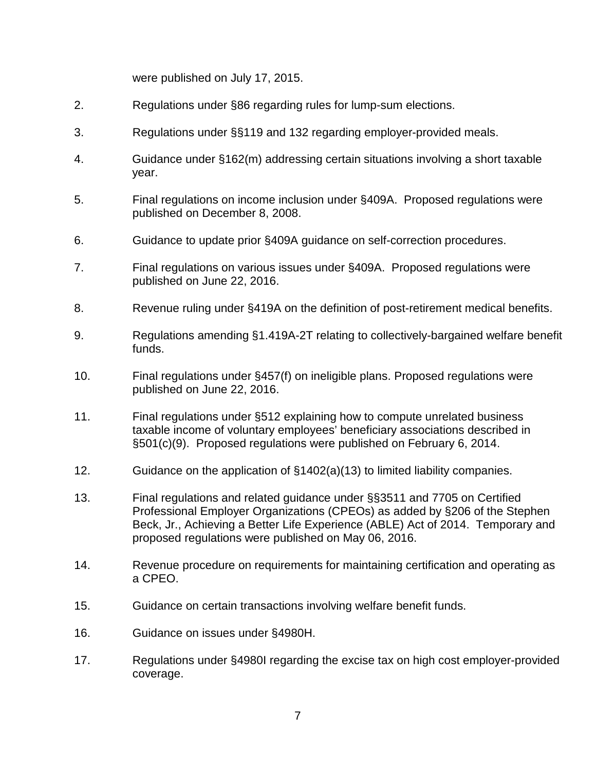were published on July 17, 2015.

2. Regulations under §86 regarding rules for lump-sum elections.

3. Regulations under §§119 and 132 regarding employer-provided meals.

4. Guidance under §162(m) addressing certain situations involving a short taxable year.

5. Final regulations on income inclusion under §409A. Proposed regulations were published on December 8, 2008.

6. Guidance to update prior §409A guidance on self-correction procedures.

7. Final regulations on various issues under §409A. Proposed regulations were published on June 22, 2016.

8. Revenue ruling under §419A on the definition of post-retirement medical benefits.

9. Regulations amending §1.419A-2T relating to collectively-bargained welfare benefit funds.

10. Final regulations under §457(f) on ineligible plans. Proposed regulations were published on June 22, 2016.

11. Final regulations under §512 explaining how to compute unrelated business taxable income of voluntary employees' beneficiary associations described in §501(c)(9). Proposed regulations were published on February 6, 2014.

12. Guidance on the application of §1402(a)(13) to limited liability companies.

13. Final regulations and related guidance under §§3511 and 7705 on Certified Professional Employer Organizations (CPEOs) as added by §206 of the Stephen Beck, Jr., Achieving a Better Life Experience (ABLE) Act of 2014. Temporary and proposed regulations were published on May 06, 2016.

14. Revenue procedure on requirements for maintaining certification and operating as a CPEO.

15. Guidance on certain transactions involving welfare benefit funds.

16. Guidance on issues under §4980H.

17. Regulations under §4980I regarding the excise tax on high cost employer-provided coverage.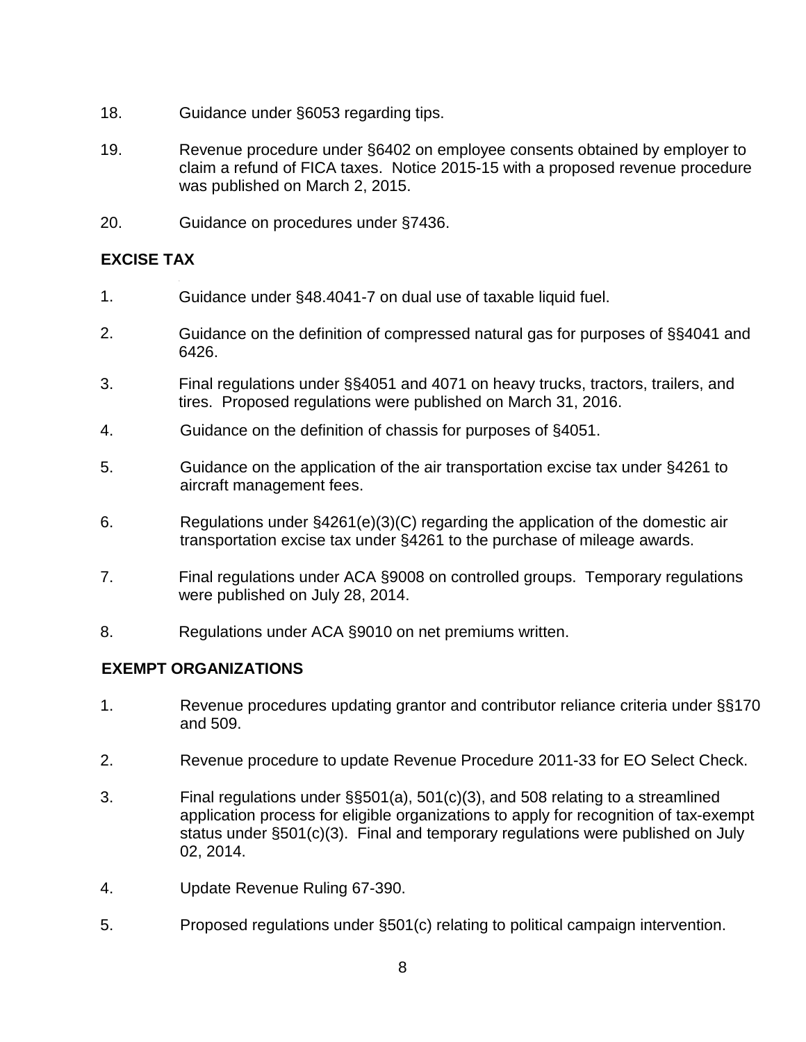18. Guidance under §6053 regarding tips.

19. Revenue procedure under §6402 on employee consents obtained by employer to claim a refund of FICA taxes. Notice 2015-15 with a proposed revenue procedure was published on March 2, 2015.

20. Guidance on procedures under §7436.

**EXCISE TAX**

1. Guidance under §48.4041-7 on dual use of taxable liquid fuel.

2. Guidance on the definition of compressed natural gas for purposes of §§4041 and 6426.

3. Final regulations under §§4051 and 4071 on heavy trucks, tractors, trailers, and tires. Proposed regulations were published on March 31, 2016.

4. Guidance on the definition of chassis for purposes of §4051.

5. Guidance on the application of the air transportation excise tax under §4261 to aircraft management fees.

6. Regulations under §4261(e)(3)(C) regarding the application of the domestic air transportation excise tax under §4261 to the purchase of mileage awards.

7. Final regulations under ACA §9008 on controlled groups. Temporary regulations were published on July 28, 2014.

8. Regulations under ACA §9010 on net premiums written.

**EXEMPT ORGANIZATIONS**

1. Revenue procedures updating grantor and contributor reliance criteria under §§170 and 509.

2. Revenue procedure to update Revenue Procedure 2011-33 for EO Select Check.

3. Final regulations under §§501(a), 501(c)(3), and 508 relating to a streamlined application process for eligible organizations to apply for recognition of tax-exempt status under §501(c)(3). Final and temporary regulations were published on July 02, 2014.

4. Update Revenue Ruling 67-390.

5. Proposed regulations under §501(c) relating to political campaign intervention.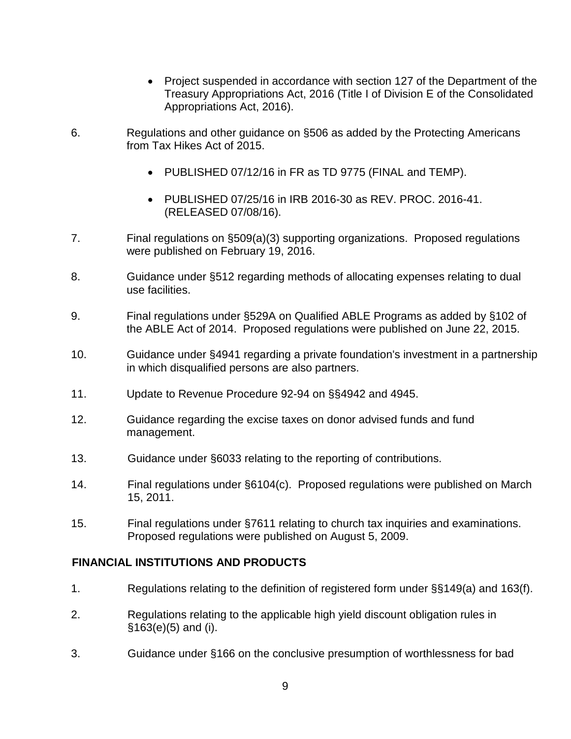- Project suspended in accordance with section 127 of the Department of the Treasury Appropriations Act, 2016 (Title I of Division E of the Consolidated Appropriations Act, 2016).

6. Regulations and other guidance on §506 as added by the Protecting Americans from Tax Hikes Act of 2015.

   - PUBLISHED 07/12/16 in FR as TD 9775 (FINAL and TEMP).

   - PUBLISHED 07/25/16 in IRB 2016-30 as REV. PROC. 2016-41. (RELEASED 07/08/16).

7. Final regulations on §509(a)(3) supporting organizations. Proposed regulations were published on February 19, 2016.

8. Guidance under §512 regarding methods of allocating expenses relating to dual use facilities.

9. Final regulations under §529A on Qualified ABLE Programs as added by §102 of the ABLE Act of 2014. Proposed regulations were published on June 22, 2015.

10. Guidance under §4941 regarding a private foundation's investment in a partnership in which disqualified persons are also partners.

11. Update to Revenue Procedure 92-94 on §§4942 and 4945.

12. Guidance regarding the excise taxes on donor advised funds and fund management.

13. Guidance under §6033 relating to the reporting of contributions.

14. Final regulations under §6104(c). Proposed regulations were published on March 15, 2011.

15. Final regulations under §7611 relating to church tax inquiries and examinations. Proposed regulations were published on August 5, 2009.

**FINANCIAL INSTITUTIONS AND PRODUCTS**

1. Regulations relating to the definition of registered form under §§149(a) and 163(f).

2. Regulations relating to the applicable high yield discount obligation rules in §163(e)(5) and (i).

3. Guidance under §166 on the conclusive presumption of worthlessness for bad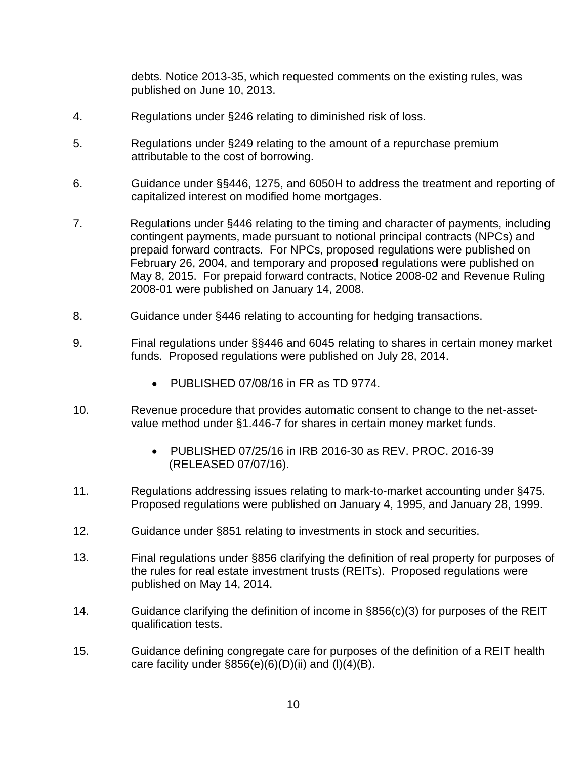debts. Notice 2013-35, which requested comments on the existing rules, was published on June 10, 2013.

4. Regulations under §246 relating to diminished risk of loss.

5. Regulations under §249 relating to the amount of a repurchase premium attributable to the cost of borrowing.

6. Guidance under §§446, 1275, and 6050H to address the treatment and reporting of capitalized interest on modified home mortgages.

7. Regulations under §446 relating to the timing and character of payments, including contingent payments, made pursuant to notional principal contracts (NPCs) and prepaid forward contracts. For NPCs, proposed regulations were published on February 26, 2004, and temporary and proposed regulations were published on May 8, 2015. For prepaid forward contracts, Notice 2008-02 and Revenue Ruling 2008-01 were published on January 14, 2008.

8. Guidance under §446 relating to accounting for hedging transactions.

9. Final regulations under §§446 and 6045 relating to shares in certain money market funds. Proposed regulations were published on July 28, 2014.

   - PUBLISHED 07/08/16 in FR as TD 9774.

10. Revenue procedure that provides automatic consent to change to the net-asset-value method under §1.446-7 for shares in certain money market funds.

    - PUBLISHED 07/25/16 in IRB 2016-30 as REV. PROC. 2016-39 (RELEASED 07/07/16).

11. Regulations addressing issues relating to mark-to-market accounting under §475. Proposed regulations were published on January 4, 1995, and January 28, 1999.

12. Guidance under §851 relating to investments in stock and securities.

13. Final regulations under §856 clarifying the definition of real property for purposes of the rules for real estate investment trusts (REITs). Proposed regulations were published on May 14, 2014.

14. Guidance clarifying the definition of income in §856(c)(3) for purposes of the REIT qualification tests.

15. Guidance defining congregate care for purposes of the definition of a REIT health care facility under §856(e)(6)(D)(ii) and (l)(4)(B).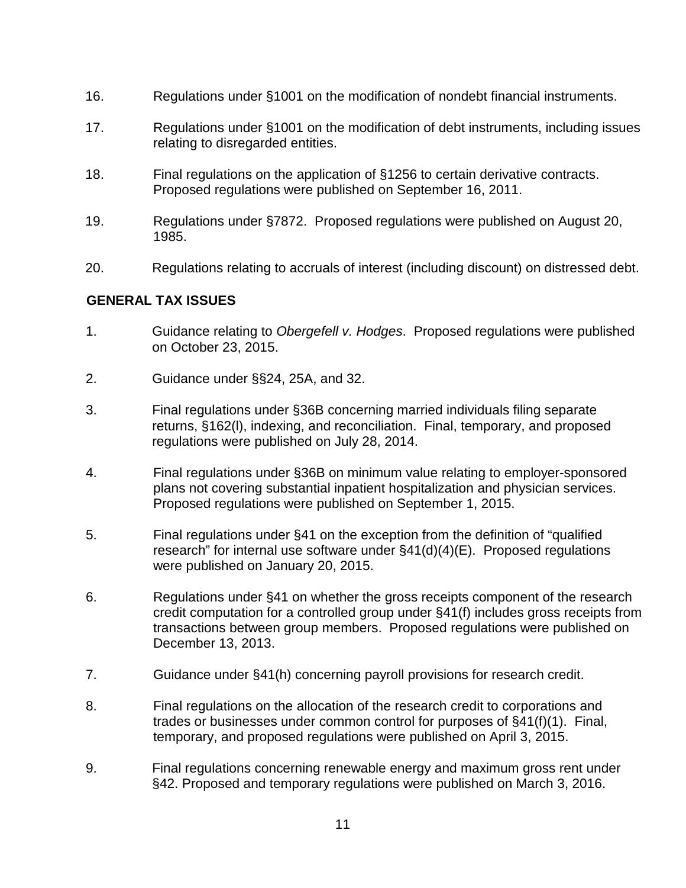16. Regulations under §1001 on the modification of nondebt financial instruments.

17. Regulations under §1001 on the modification of debt instruments, including issues relating to disregarded entities.

18. Final regulations on the application of §1256 to certain derivative contracts. Proposed regulations were published on September 16, 2011.

19. Regulations under §7872. Proposed regulations were published on August 20, 1985.

20. Regulations relating to accruals of interest (including discount) on distressed debt.

**GENERAL TAX ISSUES**

1. Guidance relating to *Obergefell v. Hodges*. Proposed regulations were published on October 23, 2015.

2. Guidance under §§24, 25A, and 32.

3. Final regulations under §36B concerning married individuals filing separate returns, §162(l), indexing, and reconciliation. Final, temporary, and proposed regulations were published on July 28, 2014.

4. Final regulations under §36B on minimum value relating to employer-sponsored plans not covering substantial inpatient hospitalization and physician services. Proposed regulations were published on September 1, 2015.

5. Final regulations under §41 on the exception from the definition of "qualified research" for internal use software under §41(d)(4)(E). Proposed regulations were published on January 20, 2015.

6. Regulations under §41 on whether the gross receipts component of the research credit computation for a controlled group under §41(f) includes gross receipts from transactions between group members. Proposed regulations were published on December 13, 2013.

7. Guidance under §41(h) concerning payroll provisions for research credit.

8. Final regulations on the allocation of the research credit to corporations and trades or businesses under common control for purposes of §41(f)(1). Final, temporary, and proposed regulations were published on April 3, 2015.

9. Final regulations concerning renewable energy and maximum gross rent under §42. Proposed and temporary regulations were published on March 3, 2016.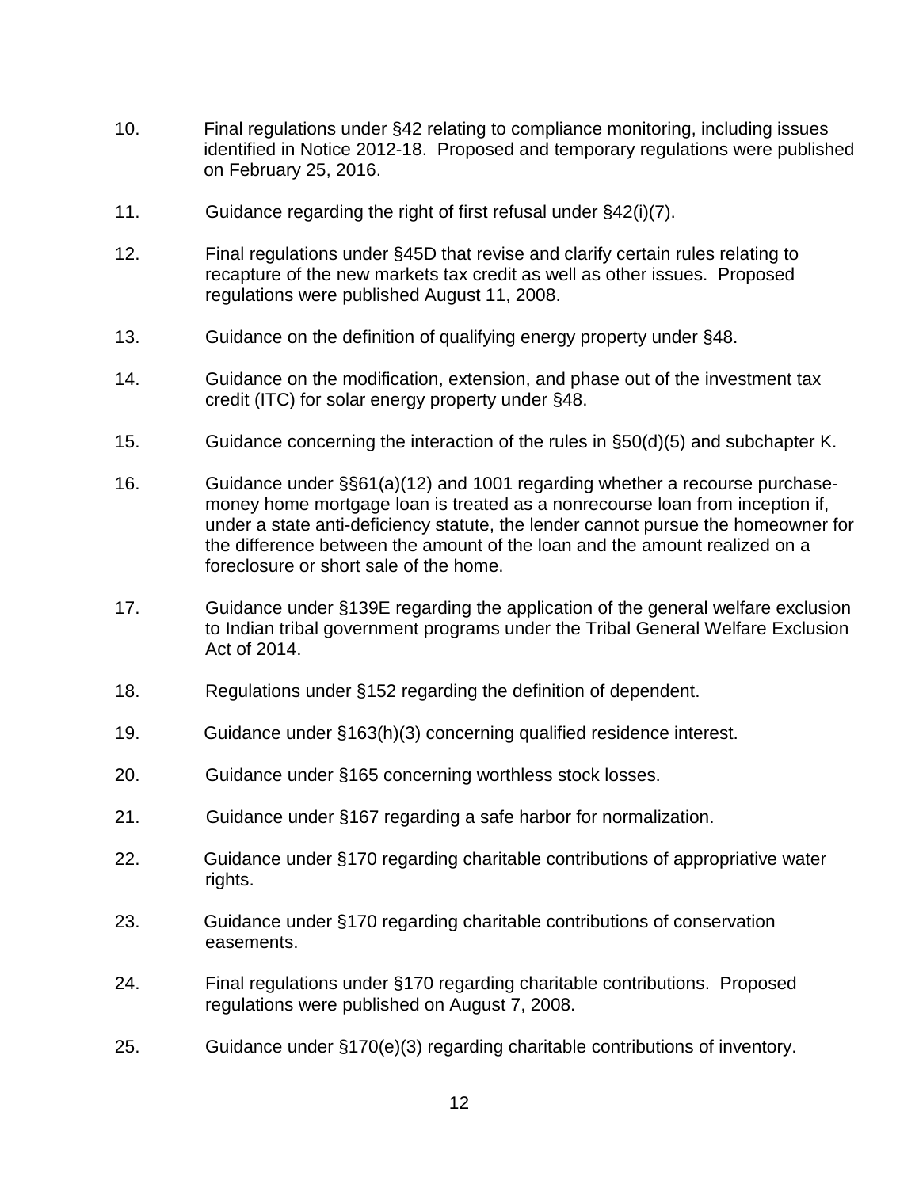10. Final regulations under §42 relating to compliance monitoring, including issues identified in Notice 2012-18. Proposed and temporary regulations were published on February 25, 2016.

11. Guidance regarding the right of first refusal under §42(i)(7).

12. Final regulations under §45D that revise and clarify certain rules relating to recapture of the new markets tax credit as well as other issues. Proposed regulations were published August 11, 2008.

13. Guidance on the definition of qualifying energy property under §48.

14. Guidance on the modification, extension, and phase out of the investment tax credit (ITC) for solar energy property under §48.

15. Guidance concerning the interaction of the rules in §50(d)(5) and subchapter K.

16. Guidance under §§61(a)(12) and 1001 regarding whether a recourse purchase-money home mortgage loan is treated as a nonrecourse loan from inception if, under a state anti-deficiency statute, the lender cannot pursue the homeowner for the difference between the amount of the loan and the amount realized on a foreclosure or short sale of the home.

17. Guidance under §139E regarding the application of the general welfare exclusion to Indian tribal government programs under the Tribal General Welfare Exclusion Act of 2014.

18. Regulations under §152 regarding the definition of dependent.

19. Guidance under §163(h)(3) concerning qualified residence interest.

20. Guidance under §165 concerning worthless stock losses.

21. Guidance under §167 regarding a safe harbor for normalization.

22. Guidance under §170 regarding charitable contributions of appropriative water rights.

23. Guidance under §170 regarding charitable contributions of conservation easements.

24. Final regulations under §170 regarding charitable contributions. Proposed regulations were published on August 7, 2008.

25. Guidance under §170(e)(3) regarding charitable contributions of inventory.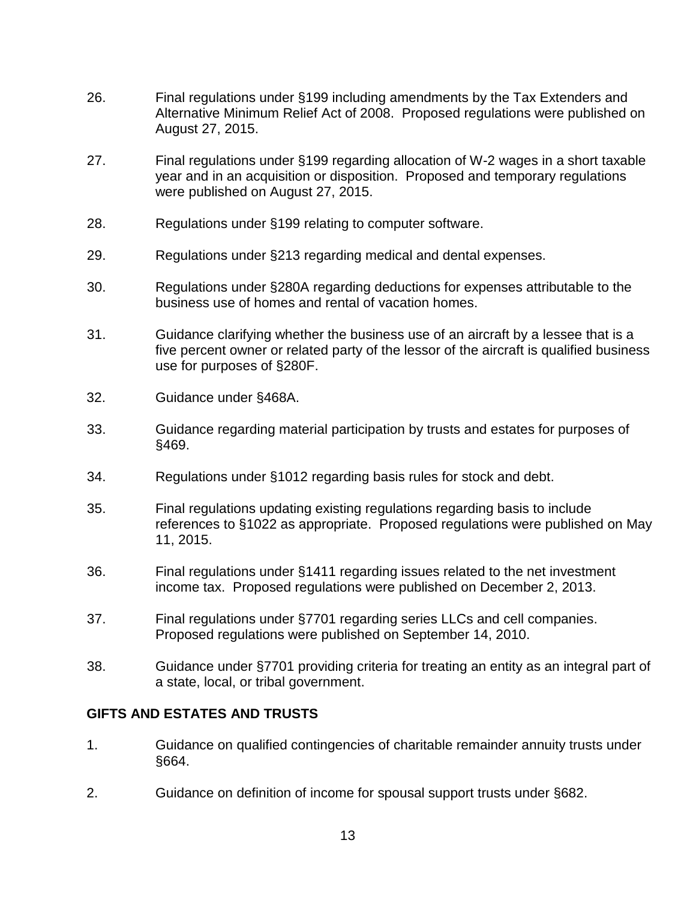26. Final regulations under §199 including amendments by the Tax Extenders and Alternative Minimum Relief Act of 2008. Proposed regulations were published on August 27, 2015.

27. Final regulations under §199 regarding allocation of W-2 wages in a short taxable year and in an acquisition or disposition. Proposed and temporary regulations were published on August 27, 2015.

28. Regulations under §199 relating to computer software.

29. Regulations under §213 regarding medical and dental expenses.

30. Regulations under §280A regarding deductions for expenses attributable to the business use of homes and rental of vacation homes.

31. Guidance clarifying whether the business use of an aircraft by a lessee that is a five percent owner or related party of the lessor of the aircraft is qualified business use for purposes of §280F.

32. Guidance under §468A.

33. Guidance regarding material participation by trusts and estates for purposes of §469.

34. Regulations under §1012 regarding basis rules for stock and debt.

35. Final regulations updating existing regulations regarding basis to include references to §1022 as appropriate. Proposed regulations were published on May 11, 2015.

36. Final regulations under §1411 regarding issues related to the net investment income tax. Proposed regulations were published on December 2, 2013.

37. Final regulations under §7701 regarding series LLCs and cell companies. Proposed regulations were published on September 14, 2010.

38. Guidance under §7701 providing criteria for treating an entity as an integral part of a state, local, or tribal government.

## GIFTS AND ESTATES AND TRUSTS

1. Guidance on qualified contingencies of charitable remainder annuity trusts under §664.

2. Guidance on definition of income for spousal support trusts under §682.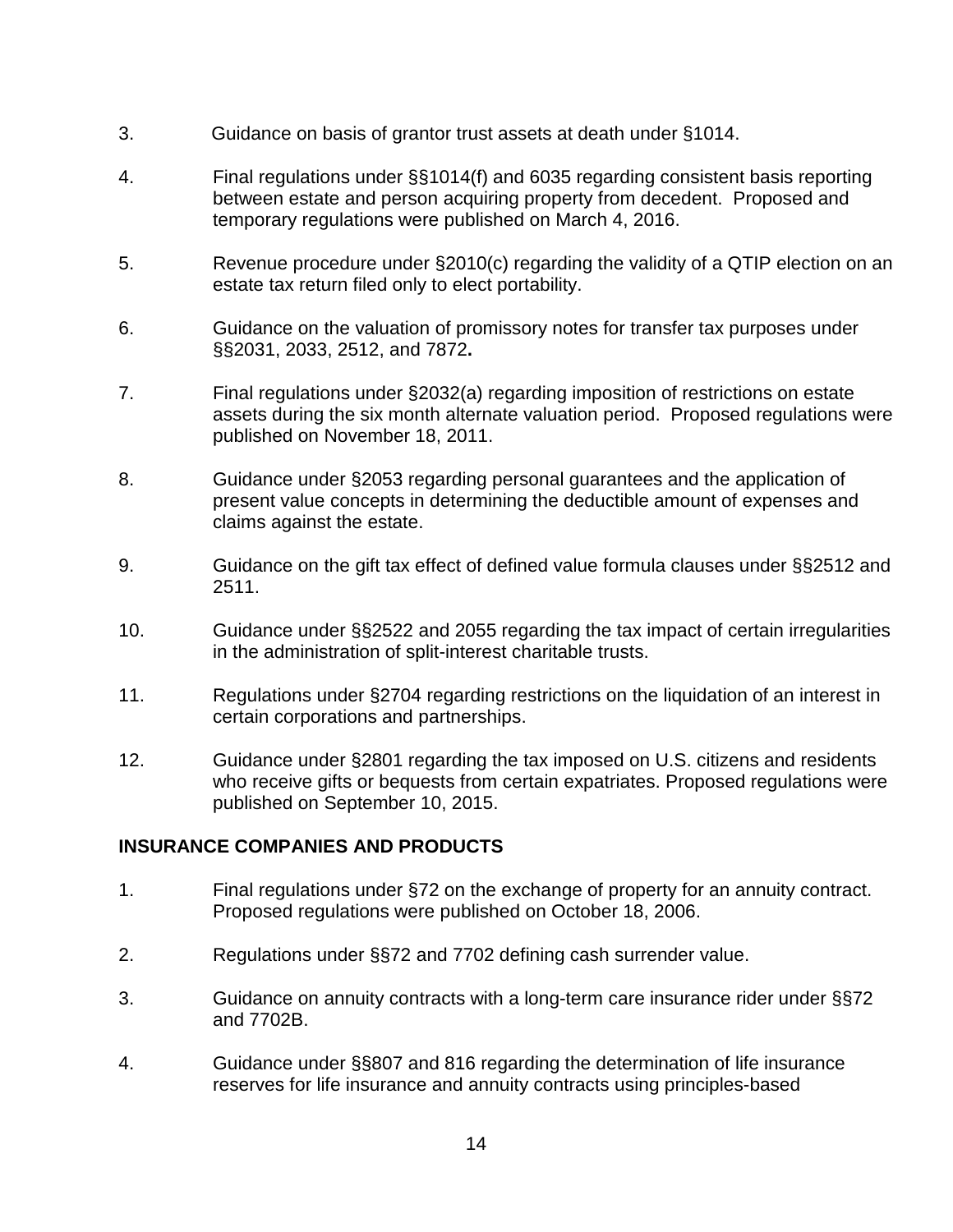3. Guidance on basis of grantor trust assets at death under §1014.

4. Final regulations under §§1014(f) and 6035 regarding consistent basis reporting between estate and person acquiring property from decedent. Proposed and temporary regulations were published on March 4, 2016.

5. Revenue procedure under §2010(c) regarding the validity of a QTIP election on an estate tax return filed only to elect portability.

6. Guidance on the valuation of promissory notes for transfer tax purposes under §§2031, 2033, 2512, and 7872**.**

7. Final regulations under §2032(a) regarding imposition of restrictions on estate assets during the six month alternate valuation period. Proposed regulations were published on November 18, 2011.

8. Guidance under §2053 regarding personal guarantees and the application of present value concepts in determining the deductible amount of expenses and claims against the estate.

9. Guidance on the gift tax effect of defined value formula clauses under §§2512 and 2511.

10. Guidance under §§2522 and 2055 regarding the tax impact of certain irregularities in the administration of split-interest charitable trusts.

11. Regulations under §2704 regarding restrictions on the liquidation of an interest in certain corporations and partnerships.

12. Guidance under §2801 regarding the tax imposed on U.S. citizens and residents who receive gifts or bequests from certain expatriates. Proposed regulations were published on September 10, 2015.

**INSURANCE COMPANIES AND PRODUCTS**

1. Final regulations under §72 on the exchange of property for an annuity contract. Proposed regulations were published on October 18, 2006.

2. Regulations under §§72 and 7702 defining cash surrender value.

3. Guidance on annuity contracts with a long-term care insurance rider under §§72 and 7702B.

4. Guidance under §§807 and 816 regarding the determination of life insurance reserves for life insurance and annuity contracts using principles-based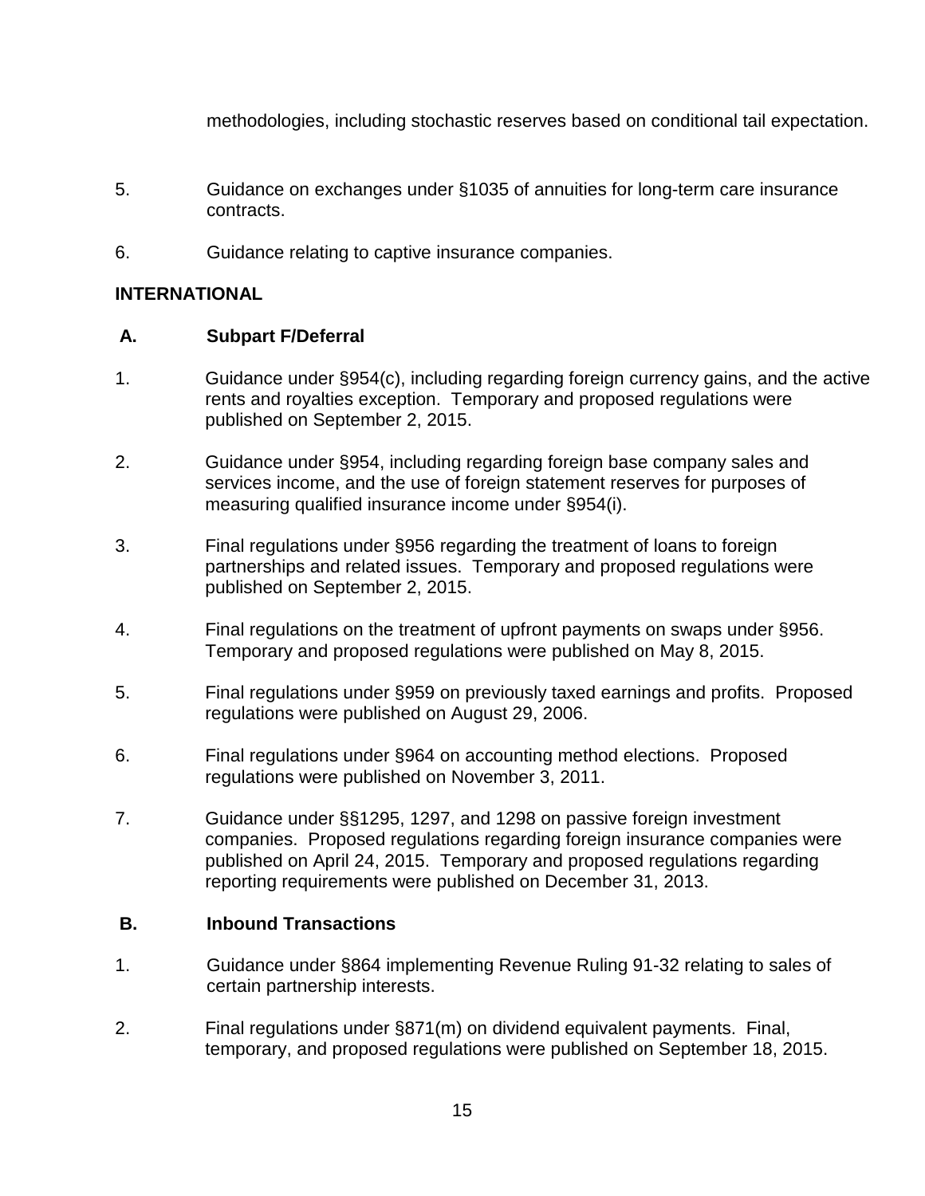methodologies, including stochastic reserves based on conditional tail expectation.

5. Guidance on exchanges under §1035 of annuities for long-term care insurance contracts.

6. Guidance relating to captive insurance companies.

## INTERNATIONAL

### A. Subpart F/Deferral

1. Guidance under §954(c), including regarding foreign currency gains, and the active rents and royalties exception. Temporary and proposed regulations were published on September 2, 2015.

2. Guidance under §954, including regarding foreign base company sales and services income, and the use of foreign statement reserves for purposes of measuring qualified insurance income under §954(i).

3. Final regulations under §956 regarding the treatment of loans to foreign partnerships and related issues. Temporary and proposed regulations were published on September 2, 2015.

4. Final regulations on the treatment of upfront payments on swaps under §956. Temporary and proposed regulations were published on May 8, 2015.

5. Final regulations under §959 on previously taxed earnings and profits. Proposed regulations were published on August 29, 2006.

6. Final regulations under §964 on accounting method elections. Proposed regulations were published on November 3, 2011.

7. Guidance under §§1295, 1297, and 1298 on passive foreign investment companies. Proposed regulations regarding foreign insurance companies were published on April 24, 2015. Temporary and proposed regulations regarding reporting requirements were published on December 31, 2013.

### B. Inbound Transactions

1. Guidance under §864 implementing Revenue Ruling 91-32 relating to sales of certain partnership interests.

2. Final regulations under §871(m) on dividend equivalent payments. Final, temporary, and proposed regulations were published on September 18, 2015.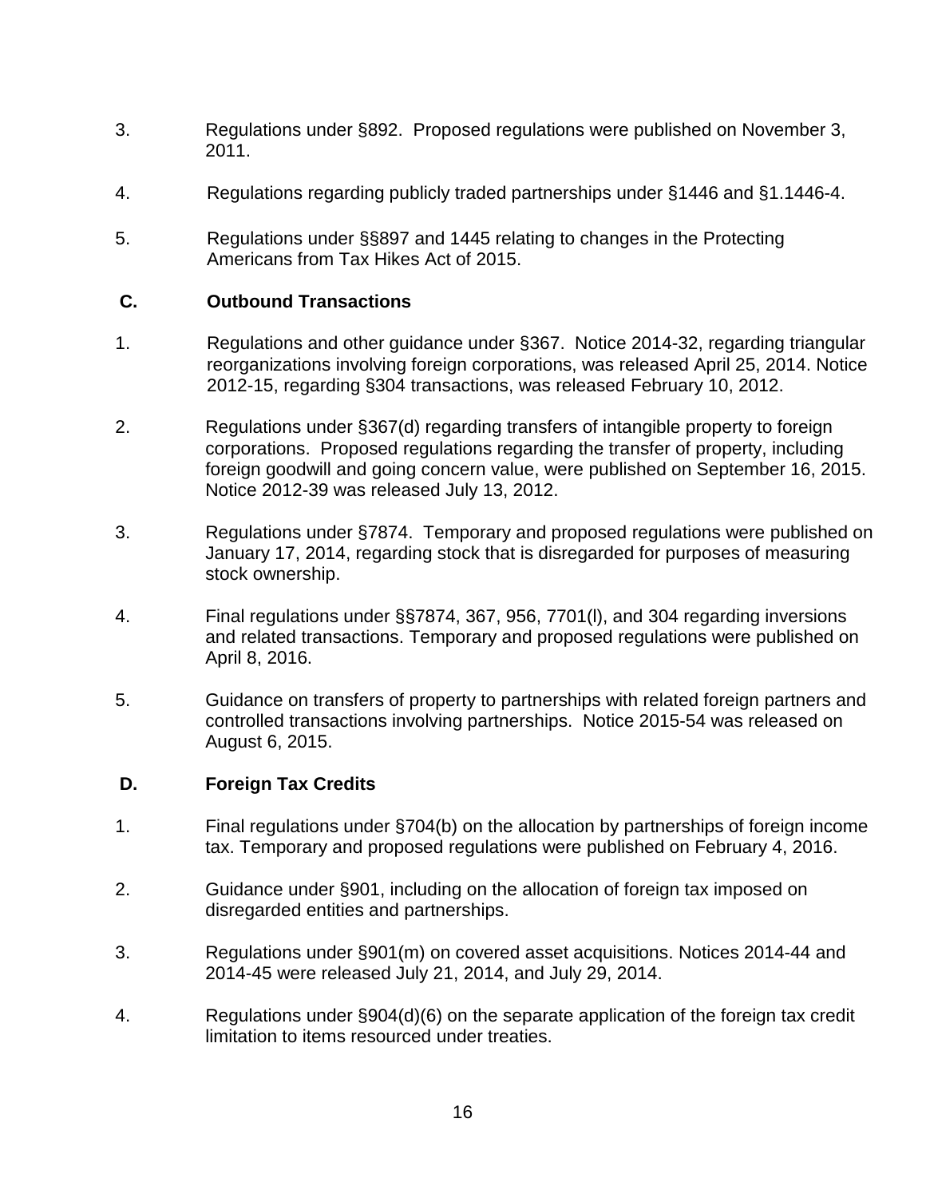3. Regulations under §892. Proposed regulations were published on November 3, 2011.

4. Regulations regarding publicly traded partnerships under §1446 and §1.1446-4.

5. Regulations under §§897 and 1445 relating to changes in the Protecting Americans from Tax Hikes Act of 2015.

### C. Outbound Transactions

1. Regulations and other guidance under §367. Notice 2014-32, regarding triangular reorganizations involving foreign corporations, was released April 25, 2014. Notice 2012-15, regarding §304 transactions, was released February 10, 2012.

2. Regulations under §367(d) regarding transfers of intangible property to foreign corporations. Proposed regulations regarding the transfer of property, including foreign goodwill and going concern value, were published on September 16, 2015. Notice 2012-39 was released July 13, 2012.

3. Regulations under §7874. Temporary and proposed regulations were published on January 17, 2014, regarding stock that is disregarded for purposes of measuring stock ownership.

4. Final regulations under §§7874, 367, 956, 7701(l), and 304 regarding inversions and related transactions. Temporary and proposed regulations were published on April 8, 2016.

5. Guidance on transfers of property to partnerships with related foreign partners and controlled transactions involving partnerships. Notice 2015-54 was released on August 6, 2015.

### D. Foreign Tax Credits

1. Final regulations under §704(b) on the allocation by partnerships of foreign income tax. Temporary and proposed regulations were published on February 4, 2016.

2. Guidance under §901, including on the allocation of foreign tax imposed on disregarded entities and partnerships.

3. Regulations under §901(m) on covered asset acquisitions. Notices 2014-44 and 2014-45 were released July 21, 2014, and July 29, 2014.

4. Regulations under §904(d)(6) on the separate application of the foreign tax credit limitation to items resourced under treaties.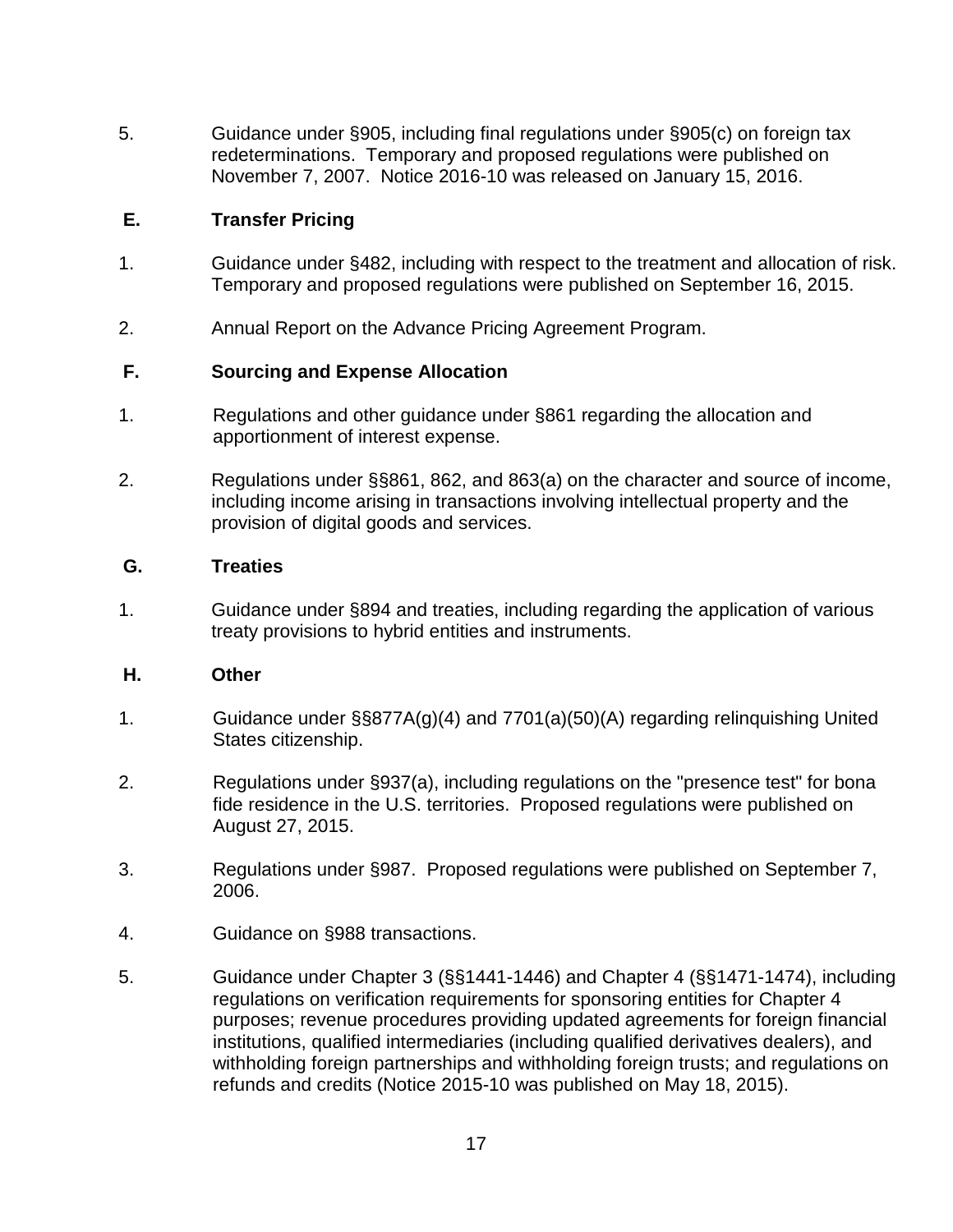5. Guidance under §905, including final regulations under §905(c) on foreign tax redeterminations. Temporary and proposed regulations were published on November 7, 2007. Notice 2016-10 was released on January 15, 2016.

### E. Transfer Pricing

1. Guidance under §482, including with respect to the treatment and allocation of risk. Temporary and proposed regulations were published on September 16, 2015.

2. Annual Report on the Advance Pricing Agreement Program.

### F. Sourcing and Expense Allocation

1. Regulations and other guidance under §861 regarding the allocation and apportionment of interest expense.

2. Regulations under §§861, 862, and 863(a) on the character and source of income, including income arising in transactions involving intellectual property and the provision of digital goods and services.

### G. Treaties

1. Guidance under §894 and treaties, including regarding the application of various treaty provisions to hybrid entities and instruments.

### H. Other

1. Guidance under §§877A(g)(4) and 7701(a)(50)(A) regarding relinquishing United States citizenship.

2. Regulations under §937(a), including regulations on the "presence test" for bona fide residence in the U.S. territories. Proposed regulations were published on August 27, 2015.

3. Regulations under §987. Proposed regulations were published on September 7, 2006.

4. Guidance on §988 transactions.

5. Guidance under Chapter 3 (§§1441-1446) and Chapter 4 (§§1471-1474), including regulations on verification requirements for sponsoring entities for Chapter 4 purposes; revenue procedures providing updated agreements for foreign financial institutions, qualified intermediaries (including qualified derivatives dealers), and withholding foreign partnerships and withholding foreign trusts; and regulations on refunds and credits (Notice 2015-10 was published on May 18, 2015).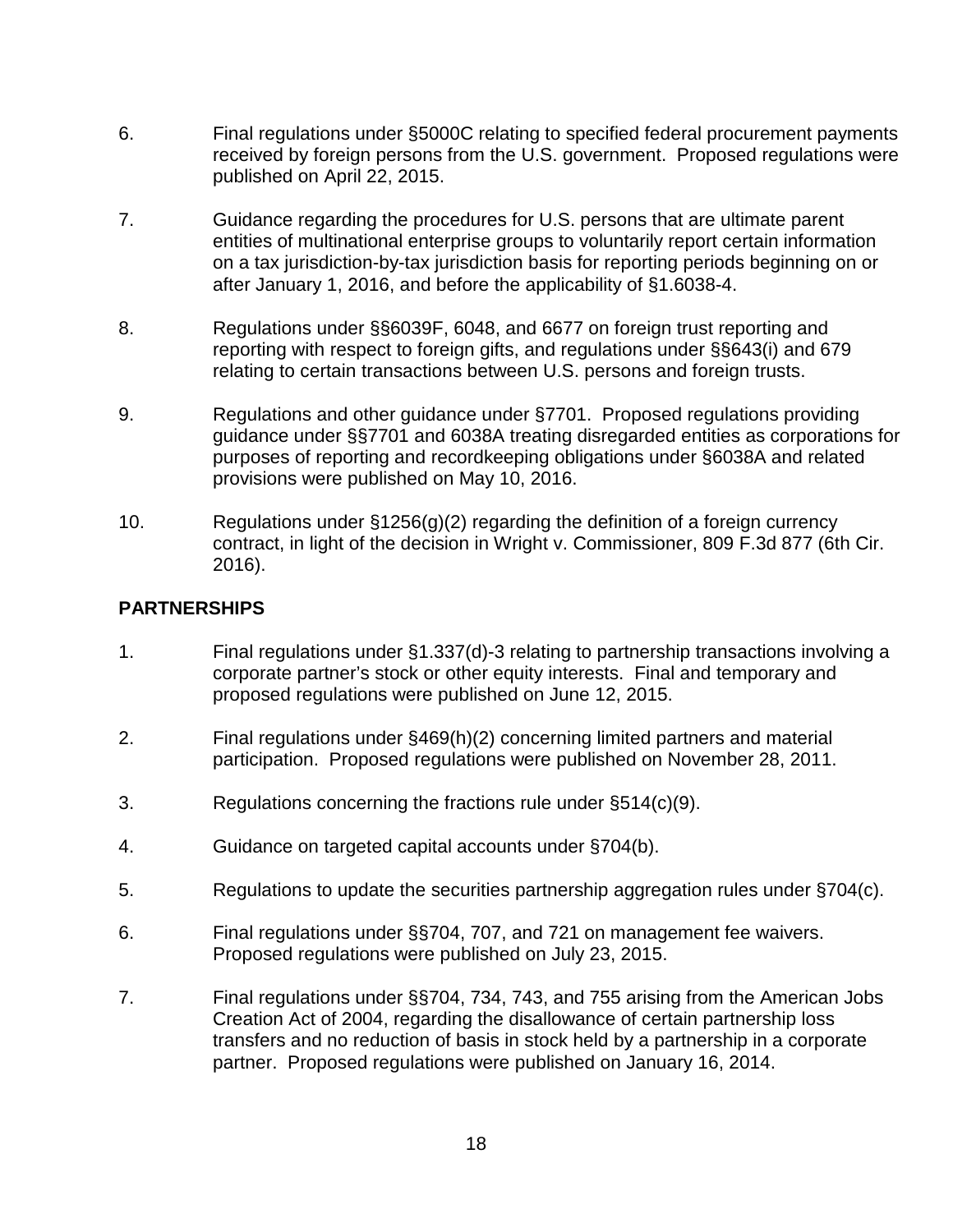6. Final regulations under §5000C relating to specified federal procurement payments received by foreign persons from the U.S. government. Proposed regulations were published on April 22, 2015.

7. Guidance regarding the procedures for U.S. persons that are ultimate parent entities of multinational enterprise groups to voluntarily report certain information on a tax jurisdiction-by-tax jurisdiction basis for reporting periods beginning on or after January 1, 2016, and before the applicability of §1.6038-4.

8. Regulations under §§6039F, 6048, and 6677 on foreign trust reporting and reporting with respect to foreign gifts, and regulations under §§643(i) and 679 relating to certain transactions between U.S. persons and foreign trusts.

9. Regulations and other guidance under §7701. Proposed regulations providing guidance under §§7701 and 6038A treating disregarded entities as corporations for purposes of reporting and recordkeeping obligations under §6038A and related provisions were published on May 10, 2016.

10. Regulations under §1256(g)(2) regarding the definition of a foreign currency contract, in light of the decision in Wright v. Commissioner, 809 F.3d 877 (6th Cir. 2016).

**PARTNERSHIPS**

1. Final regulations under §1.337(d)-3 relating to partnership transactions involving a corporate partner's stock or other equity interests. Final and temporary and proposed regulations were published on June 12, 2015.

2. Final regulations under §469(h)(2) concerning limited partners and material participation. Proposed regulations were published on November 28, 2011.

3. Regulations concerning the fractions rule under §514(c)(9).

4. Guidance on targeted capital accounts under §704(b).

5. Regulations to update the securities partnership aggregation rules under §704(c).

6. Final regulations under §§704, 707, and 721 on management fee waivers. Proposed regulations were published on July 23, 2015.

7. Final regulations under §§704, 734, 743, and 755 arising from the American Jobs Creation Act of 2004, regarding the disallowance of certain partnership loss transfers and no reduction of basis in stock held by a partnership in a corporate partner. Proposed regulations were published on January 16, 2014.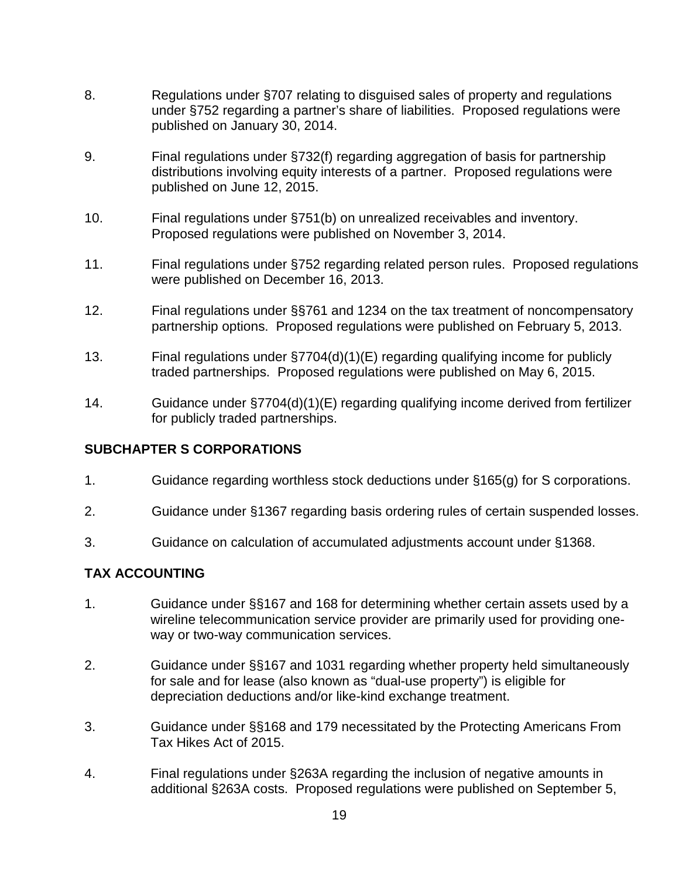8. Regulations under §707 relating to disguised sales of property and regulations under §752 regarding a partner's share of liabilities. Proposed regulations were published on January 30, 2014.

9. Final regulations under §732(f) regarding aggregation of basis for partnership distributions involving equity interests of a partner. Proposed regulations were published on June 12, 2015.

10. Final regulations under §751(b) on unrealized receivables and inventory. Proposed regulations were published on November 3, 2014.

11. Final regulations under §752 regarding related person rules. Proposed regulations were published on December 16, 2013.

12. Final regulations under §§761 and 1234 on the tax treatment of noncompensatory partnership options. Proposed regulations were published on February 5, 2013.

13. Final regulations under §7704(d)(1)(E) regarding qualifying income for publicly traded partnerships. Proposed regulations were published on May 6, 2015.

14. Guidance under §7704(d)(1)(E) regarding qualifying income derived from fertilizer for publicly traded partnerships.

**SUBCHAPTER S CORPORATIONS**

1. Guidance regarding worthless stock deductions under §165(g) for S corporations.

2. Guidance under §1367 regarding basis ordering rules of certain suspended losses.

3. Guidance on calculation of accumulated adjustments account under §1368.

**TAX ACCOUNTING**

1. Guidance under §§167 and 168 for determining whether certain assets used by a wireline telecommunication service provider are primarily used for providing one-way or two-way communication services.

2. Guidance under §§167 and 1031 regarding whether property held simultaneously for sale and for lease (also known as "dual-use property") is eligible for depreciation deductions and/or like-kind exchange treatment.

3. Guidance under §§168 and 179 necessitated by the Protecting Americans From Tax Hikes Act of 2015.

4. Final regulations under §263A regarding the inclusion of negative amounts in additional §263A costs. Proposed regulations were published on September 5,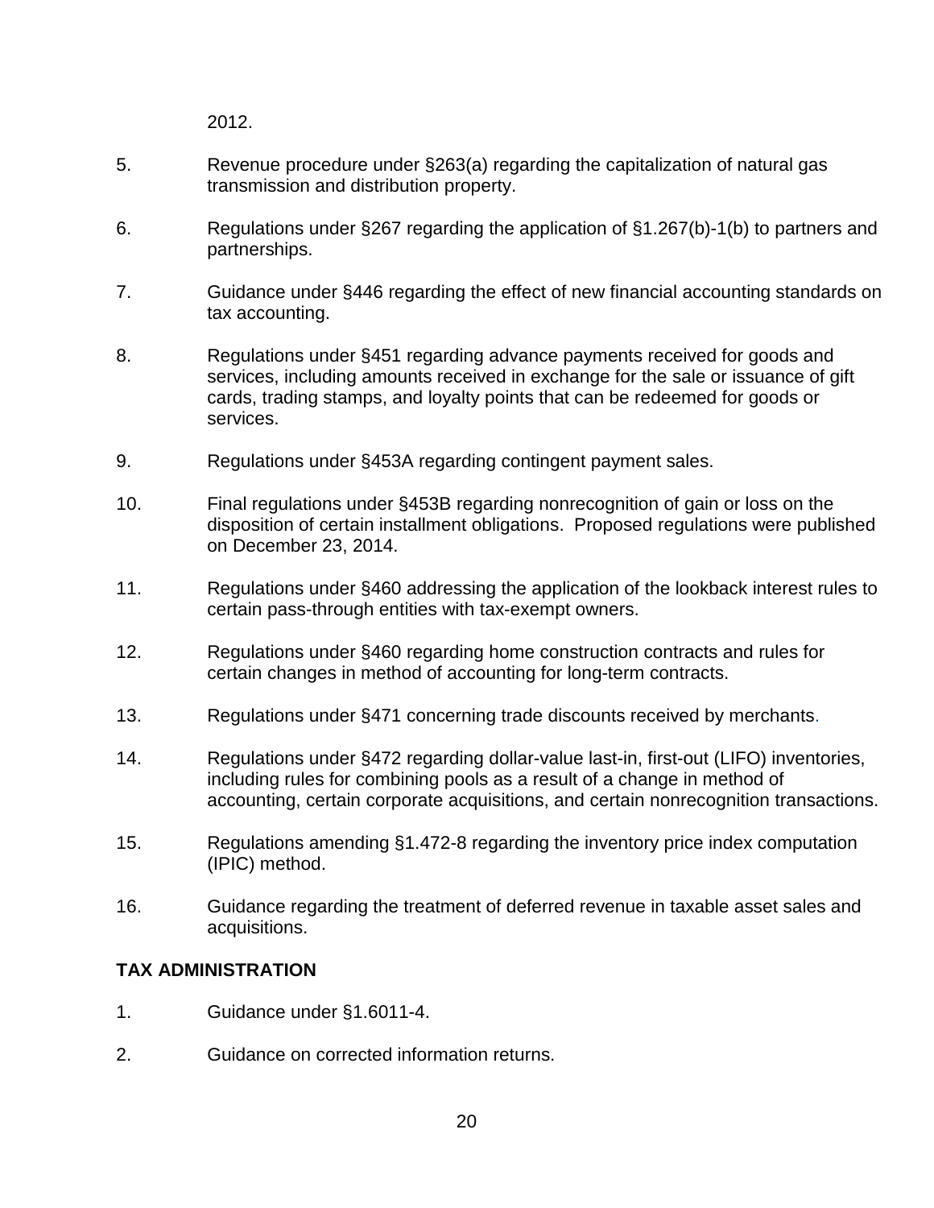2012.

5. Revenue procedure under §263(a) regarding the capitalization of natural gas transmission and distribution property.

6. Regulations under §267 regarding the application of §1.267(b)-1(b) to partners and partnerships.

7. Guidance under §446 regarding the effect of new financial accounting standards on tax accounting.

8. Regulations under §451 regarding advance payments received for goods and services, including amounts received in exchange for the sale or issuance of gift cards, trading stamps, and loyalty points that can be redeemed for goods or services.

9. Regulations under §453A regarding contingent payment sales.

10. Final regulations under §453B regarding nonrecognition of gain or loss on the disposition of certain installment obligations. Proposed regulations were published on December 23, 2014.

11. Regulations under §460 addressing the application of the lookback interest rules to certain pass-through entities with tax-exempt owners.

12. Regulations under §460 regarding home construction contracts and rules for certain changes in method of accounting for long-term contracts.

13. Regulations under §471 concerning trade discounts received by merchants.

14. Regulations under §472 regarding dollar-value last-in, first-out (LIFO) inventories, including rules for combining pools as a result of a change in method of accounting, certain corporate acquisitions, and certain nonrecognition transactions.

15. Regulations amending §1.472-8 regarding the inventory price index computation (IPIC) method.

16. Guidance regarding the treatment of deferred revenue in taxable asset sales and acquisitions.

**TAX ADMINISTRATION**

1. Guidance under §1.6011-4.

2. Guidance on corrected information returns.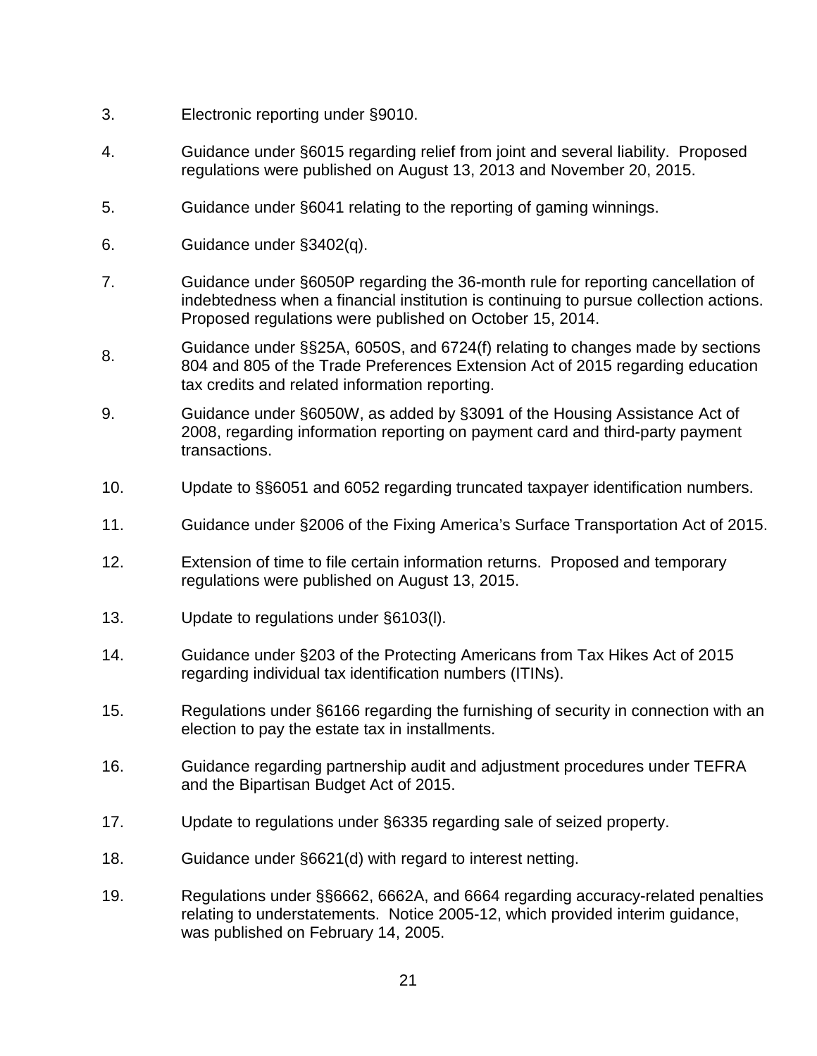3. Electronic reporting under §9010.

4. Guidance under §6015 regarding relief from joint and several liability. Proposed regulations were published on August 13, 2013 and November 20, 2015.

5. Guidance under §6041 relating to the reporting of gaming winnings.

6. Guidance under §3402(q).

7. Guidance under §6050P regarding the 36-month rule for reporting cancellation of indebtedness when a financial institution is continuing to pursue collection actions. Proposed regulations were published on October 15, 2014.

8. Guidance under §§25A, 6050S, and 6724(f) relating to changes made by sections 804 and 805 of the Trade Preferences Extension Act of 2015 regarding education tax credits and related information reporting.

9. Guidance under §6050W, as added by §3091 of the Housing Assistance Act of 2008, regarding information reporting on payment card and third-party payment transactions.

10. Update to §§6051 and 6052 regarding truncated taxpayer identification numbers.

11. Guidance under §2006 of the Fixing America's Surface Transportation Act of 2015.

12. Extension of time to file certain information returns. Proposed and temporary regulations were published on August 13, 2015.

13. Update to regulations under §6103(l).

14. Guidance under §203 of the Protecting Americans from Tax Hikes Act of 2015 regarding individual tax identification numbers (ITINs).

15. Regulations under §6166 regarding the furnishing of security in connection with an election to pay the estate tax in installments.

16. Guidance regarding partnership audit and adjustment procedures under TEFRA and the Bipartisan Budget Act of 2015.

17. Update to regulations under §6335 regarding sale of seized property.

18. Guidance under §6621(d) with regard to interest netting.

19. Regulations under §§6662, 6662A, and 6664 regarding accuracy-related penalties relating to understatements. Notice 2005-12, which provided interim guidance, was published on February 14, 2005.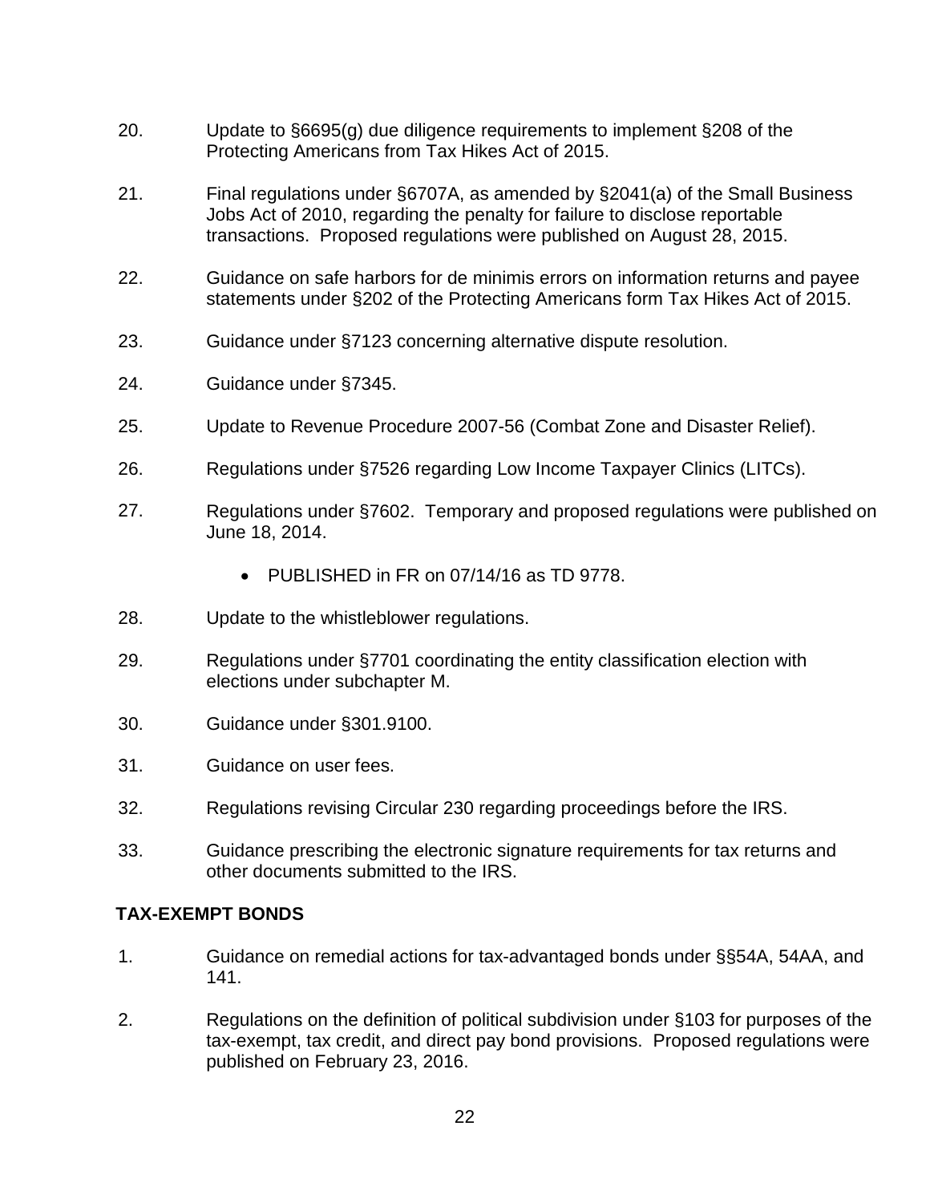20. Update to §6695(g) due diligence requirements to implement §208 of the Protecting Americans from Tax Hikes Act of 2015.

21. Final regulations under §6707A, as amended by §2041(a) of the Small Business Jobs Act of 2010, regarding the penalty for failure to disclose reportable transactions. Proposed regulations were published on August 28, 2015.

22. Guidance on safe harbors for de minimis errors on information returns and payee statements under §202 of the Protecting Americans form Tax Hikes Act of 2015.

23. Guidance under §7123 concerning alternative dispute resolution.

24. Guidance under §7345.

25. Update to Revenue Procedure 2007-56 (Combat Zone and Disaster Relief).

26. Regulations under §7526 regarding Low Income Taxpayer Clinics (LITCs).

27. Regulations under §7602. Temporary and proposed regulations were published on June 18, 2014.

    - PUBLISHED in FR on 07/14/16 as TD 9778.

28. Update to the whistleblower regulations.

29. Regulations under §7701 coordinating the entity classification election with elections under subchapter M.

30. Guidance under §301.9100.

31. Guidance on user fees.

32. Regulations revising Circular 230 regarding proceedings before the IRS.

33. Guidance prescribing the electronic signature requirements for tax returns and other documents submitted to the IRS.

**TAX-EXEMPT BONDS**

1. Guidance on remedial actions for tax-advantaged bonds under §§54A, 54AA, and 141.

2. Regulations on the definition of political subdivision under §103 for purposes of the tax-exempt, tax credit, and direct pay bond provisions. Proposed regulations were published on February 23, 2016.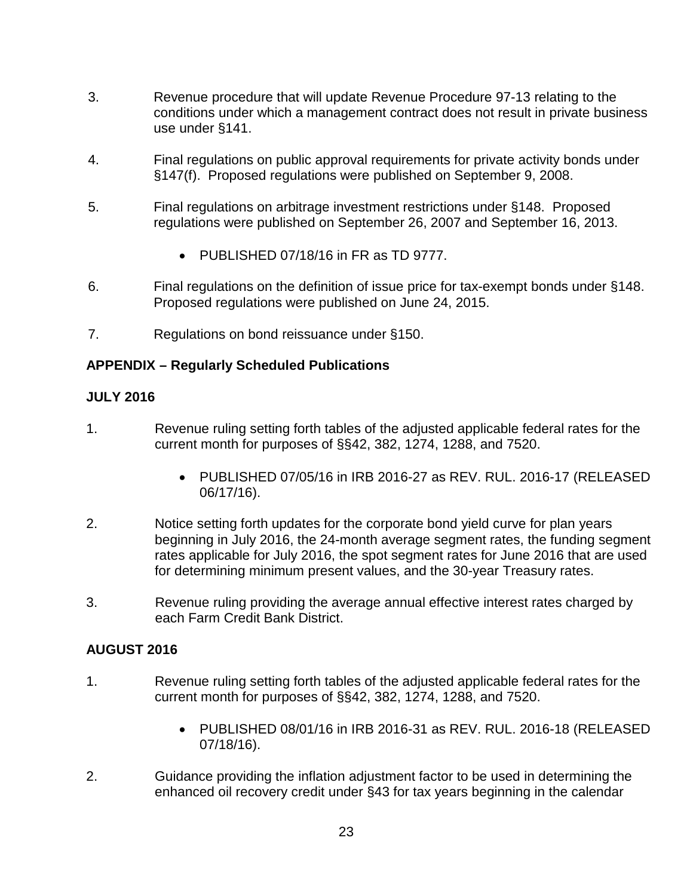3. Revenue procedure that will update Revenue Procedure 97-13 relating to the conditions under which a management contract does not result in private business use under §141.

4. Final regulations on public approval requirements for private activity bonds under §147(f). Proposed regulations were published on September 9, 2008.

5. Final regulations on arbitrage investment restrictions under §148. Proposed regulations were published on September 26, 2007 and September 16, 2013.

   - PUBLISHED 07/18/16 in FR as TD 9777.

6. Final regulations on the definition of issue price for tax-exempt bonds under §148. Proposed regulations were published on June 24, 2015.

7. Regulations on bond reissuance under §150.

**APPENDIX – Regularly Scheduled Publications**

**JULY 2016**

1. Revenue ruling setting forth tables of the adjusted applicable federal rates for the current month for purposes of §§42, 382, 1274, 1288, and 7520.

   - PUBLISHED 07/05/16 in IRB 2016-27 as REV. RUL. 2016-17 (RELEASED 06/17/16).

2. Notice setting forth updates for the corporate bond yield curve for plan years beginning in July 2016, the 24-month average segment rates, the funding segment rates applicable for July 2016, the spot segment rates for June 2016 that are used for determining minimum present values, and the 30-year Treasury rates.

3. Revenue ruling providing the average annual effective interest rates charged by each Farm Credit Bank District.

**AUGUST 2016**

1. Revenue ruling setting forth tables of the adjusted applicable federal rates for the current month for purposes of §§42, 382, 1274, 1288, and 7520.

   - PUBLISHED 08/01/16 in IRB 2016-31 as REV. RUL. 2016-18 (RELEASED 07/18/16).

2. Guidance providing the inflation adjustment factor to be used in determining the enhanced oil recovery credit under §43 for tax years beginning in the calendar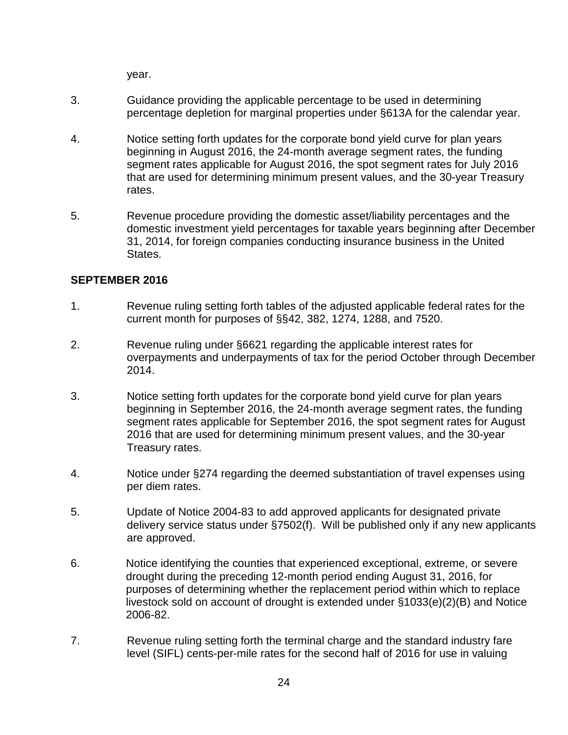year.

3. Guidance providing the applicable percentage to be used in determining percentage depletion for marginal properties under §613A for the calendar year.

4. Notice setting forth updates for the corporate bond yield curve for plan years beginning in August 2016, the 24-month average segment rates, the funding segment rates applicable for August 2016, the spot segment rates for July 2016 that are used for determining minimum present values, and the 30-year Treasury rates.

5. Revenue procedure providing the domestic asset/liability percentages and the domestic investment yield percentages for taxable years beginning after December 31, 2014, for foreign companies conducting insurance business in the United States.

**SEPTEMBER 2016**

1. Revenue ruling setting forth tables of the adjusted applicable federal rates for the current month for purposes of §§42, 382, 1274, 1288, and 7520.

2. Revenue ruling under §6621 regarding the applicable interest rates for overpayments and underpayments of tax for the period October through December 2014.

3. Notice setting forth updates for the corporate bond yield curve for plan years beginning in September 2016, the 24-month average segment rates, the funding segment rates applicable for September 2016, the spot segment rates for August 2016 that are used for determining minimum present values, and the 30-year Treasury rates.

4. Notice under §274 regarding the deemed substantiation of travel expenses using per diem rates.

5. Update of Notice 2004-83 to add approved applicants for designated private delivery service status under §7502(f). Will be published only if any new applicants are approved.

6. Notice identifying the counties that experienced exceptional, extreme, or severe drought during the preceding 12-month period ending August 31, 2016, for purposes of determining whether the replacement period within which to replace livestock sold on account of drought is extended under §1033(e)(2)(B) and Notice 2006-82.

7. Revenue ruling setting forth the terminal charge and the standard industry fare level (SIFL) cents-per-mile rates for the second half of 2016 for use in valuing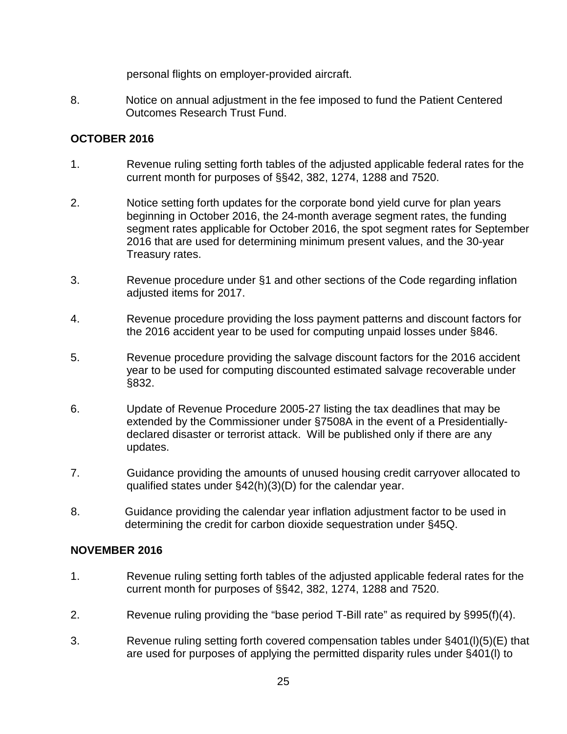personal flights on employer-provided aircraft.

8. Notice on annual adjustment in the fee imposed to fund the Patient Centered Outcomes Research Trust Fund.

**OCTOBER 2016**

1. Revenue ruling setting forth tables of the adjusted applicable federal rates for the current month for purposes of §§42, 382, 1274, 1288 and 7520.

2. Notice setting forth updates for the corporate bond yield curve for plan years beginning in October 2016, the 24-month average segment rates, the funding segment rates applicable for October 2016, the spot segment rates for September 2016 that are used for determining minimum present values, and the 30-year Treasury rates.

3. Revenue procedure under §1 and other sections of the Code regarding inflation adjusted items for 2017.

4. Revenue procedure providing the loss payment patterns and discount factors for the 2016 accident year to be used for computing unpaid losses under §846.

5. Revenue procedure providing the salvage discount factors for the 2016 accident year to be used for computing discounted estimated salvage recoverable under §832.

6. Update of Revenue Procedure 2005-27 listing the tax deadlines that may be extended by the Commissioner under §7508A in the event of a Presidentially-declared disaster or terrorist attack. Will be published only if there are any updates.

7. Guidance providing the amounts of unused housing credit carryover allocated to qualified states under §42(h)(3)(D) for the calendar year.

8. Guidance providing the calendar year inflation adjustment factor to be used in determining the credit for carbon dioxide sequestration under §45Q.

**NOVEMBER 2016**

1. Revenue ruling setting forth tables of the adjusted applicable federal rates for the current month for purposes of §§42, 382, 1274, 1288 and 7520.

2. Revenue ruling providing the "base period T-Bill rate" as required by §995(f)(4).

3. Revenue ruling setting forth covered compensation tables under §401(l)(5)(E) that are used for purposes of applying the permitted disparity rules under §401(l) to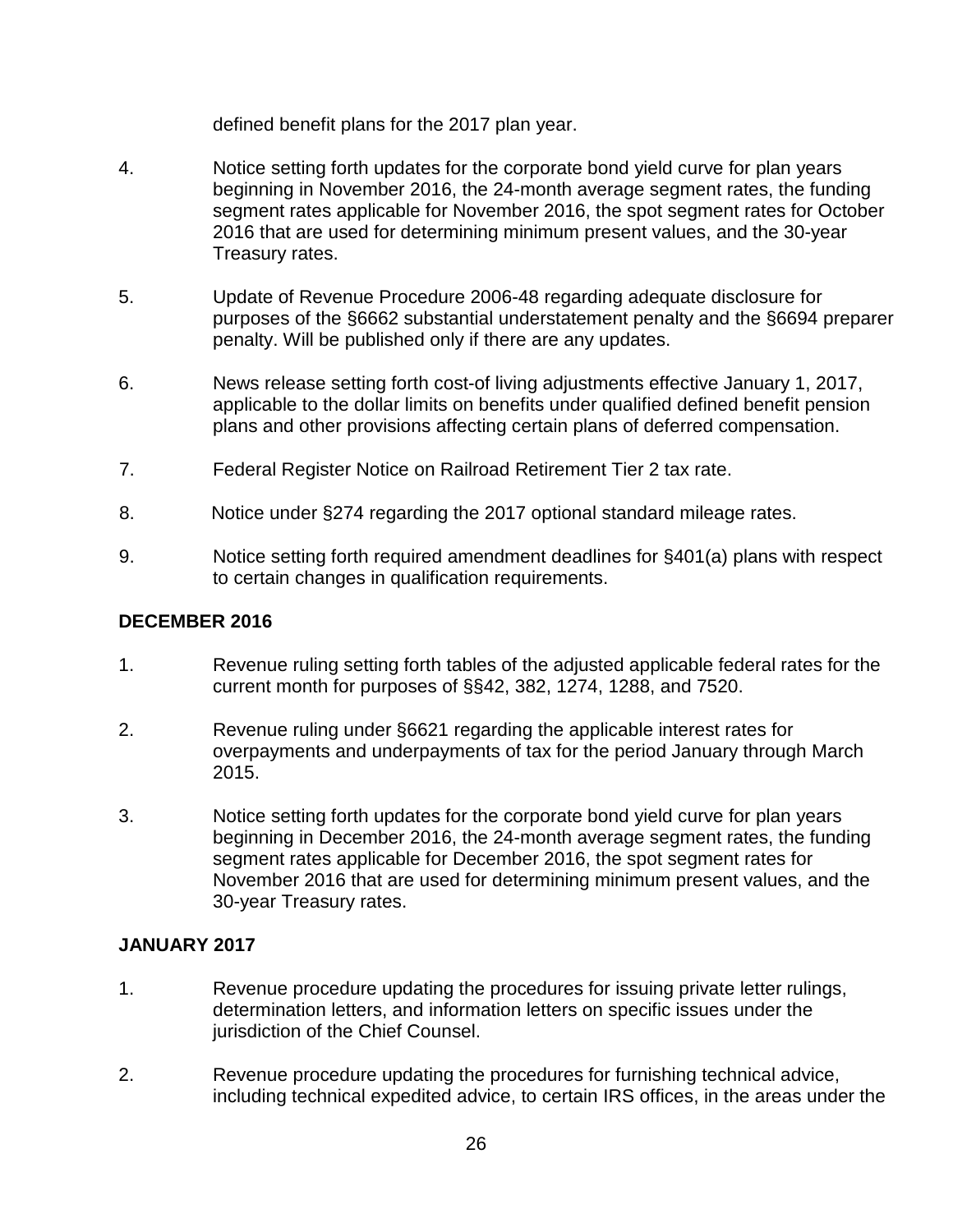defined benefit plans for the 2017 plan year.

4. Notice setting forth updates for the corporate bond yield curve for plan years beginning in November 2016, the 24-month average segment rates, the funding segment rates applicable for November 2016, the spot segment rates for October 2016 that are used for determining minimum present values, and the 30-year Treasury rates.

5. Update of Revenue Procedure 2006-48 regarding adequate disclosure for purposes of the §6662 substantial understatement penalty and the §6694 preparer penalty. Will be published only if there are any updates.

6. News release setting forth cost-of living adjustments effective January 1, 2017, applicable to the dollar limits on benefits under qualified defined benefit pension plans and other provisions affecting certain plans of deferred compensation.

7. Federal Register Notice on Railroad Retirement Tier 2 tax rate.

8. Notice under §274 regarding the 2017 optional standard mileage rates.

9. Notice setting forth required amendment deadlines for §401(a) plans with respect to certain changes in qualification requirements.

**DECEMBER 2016**

1. Revenue ruling setting forth tables of the adjusted applicable federal rates for the current month for purposes of §§42, 382, 1274, 1288, and 7520.

2. Revenue ruling under §6621 regarding the applicable interest rates for overpayments and underpayments of tax for the period January through March 2015.

3. Notice setting forth updates for the corporate bond yield curve for plan years beginning in December 2016, the 24-month average segment rates, the funding segment rates applicable for December 2016, the spot segment rates for November 2016 that are used for determining minimum present values, and the 30-year Treasury rates.

**JANUARY 2017**

1. Revenue procedure updating the procedures for issuing private letter rulings, determination letters, and information letters on specific issues under the jurisdiction of the Chief Counsel.

2. Revenue procedure updating the procedures for furnishing technical advice, including technical expedited advice, to certain IRS offices, in the areas under the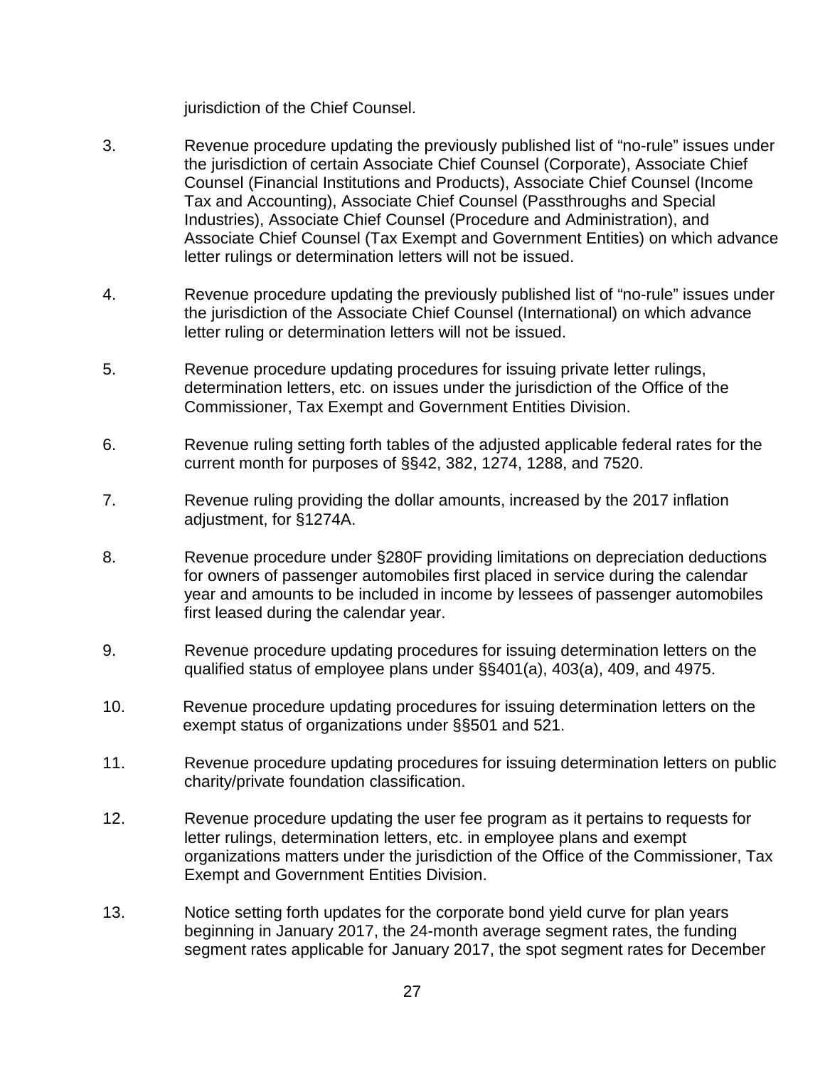jurisdiction of the Chief Counsel.

3. Revenue procedure updating the previously published list of “no-rule” issues under the jurisdiction of certain Associate Chief Counsel (Corporate), Associate Chief Counsel (Financial Institutions and Products), Associate Chief Counsel (Income Tax and Accounting), Associate Chief Counsel (Passthroughs and Special Industries), Associate Chief Counsel (Procedure and Administration), and Associate Chief Counsel (Tax Exempt and Government Entities) on which advance letter rulings or determination letters will not be issued.

4. Revenue procedure updating the previously published list of “no-rule” issues under the jurisdiction of the Associate Chief Counsel (International) on which advance letter ruling or determination letters will not be issued.

5. Revenue procedure updating procedures for issuing private letter rulings, determination letters, etc. on issues under the jurisdiction of the Office of the Commissioner, Tax Exempt and Government Entities Division.

6. Revenue ruling setting forth tables of the adjusted applicable federal rates for the current month for purposes of §§42, 382, 1274, 1288, and 7520.

7. Revenue ruling providing the dollar amounts, increased by the 2017 inflation adjustment, for §1274A.

8. Revenue procedure under §280F providing limitations on depreciation deductions for owners of passenger automobiles first placed in service during the calendar year and amounts to be included in income by lessees of passenger automobiles first leased during the calendar year.

9. Revenue procedure updating procedures for issuing determination letters on the qualified status of employee plans under §§401(a), 403(a), 409, and 4975.

10. Revenue procedure updating procedures for issuing determination letters on the exempt status of organizations under §§501 and 521.

11. Revenue procedure updating procedures for issuing determination letters on public charity/private foundation classification.

12. Revenue procedure updating the user fee program as it pertains to requests for letter rulings, determination letters, etc. in employee plans and exempt organizations matters under the jurisdiction of the Office of the Commissioner, Tax Exempt and Government Entities Division.

13. Notice setting forth updates for the corporate bond yield curve for plan years beginning in January 2017, the 24-month average segment rates, the funding segment rates applicable for January 2017, the spot segment rates for December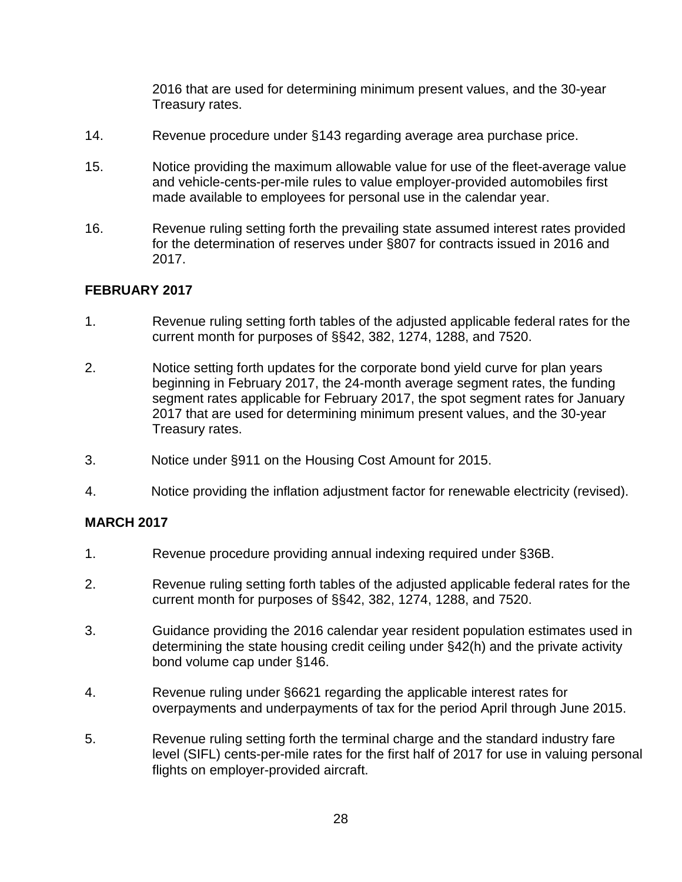2016 that are used for determining minimum present values, and the 30-year Treasury rates.

14. Revenue procedure under §143 regarding average area purchase price.

15. Notice providing the maximum allowable value for use of the fleet-average value and vehicle-cents-per-mile rules to value employer-provided automobiles first made available to employees for personal use in the calendar year.

16. Revenue ruling setting forth the prevailing state assumed interest rates provided for the determination of reserves under §807 for contracts issued in 2016 and 2017.

**FEBRUARY 2017**

1. Revenue ruling setting forth tables of the adjusted applicable federal rates for the current month for purposes of §§42, 382, 1274, 1288, and 7520.

2. Notice setting forth updates for the corporate bond yield curve for plan years beginning in February 2017, the 24-month average segment rates, the funding segment rates applicable for February 2017, the spot segment rates for January 2017 that are used for determining minimum present values, and the 30-year Treasury rates.

3. Notice under §911 on the Housing Cost Amount for 2015.

4. Notice providing the inflation adjustment factor for renewable electricity (revised).

**MARCH 2017**

1. Revenue procedure providing annual indexing required under §36B.

2. Revenue ruling setting forth tables of the adjusted applicable federal rates for the current month for purposes of §§42, 382, 1274, 1288, and 7520.

3. Guidance providing the 2016 calendar year resident population estimates used in determining the state housing credit ceiling under §42(h) and the private activity bond volume cap under §146.

4. Revenue ruling under §6621 regarding the applicable interest rates for overpayments and underpayments of tax for the period April through June 2015.

5. Revenue ruling setting forth the terminal charge and the standard industry fare level (SIFL) cents-per-mile rates for the first half of 2017 for use in valuing personal flights on employer-provided aircraft.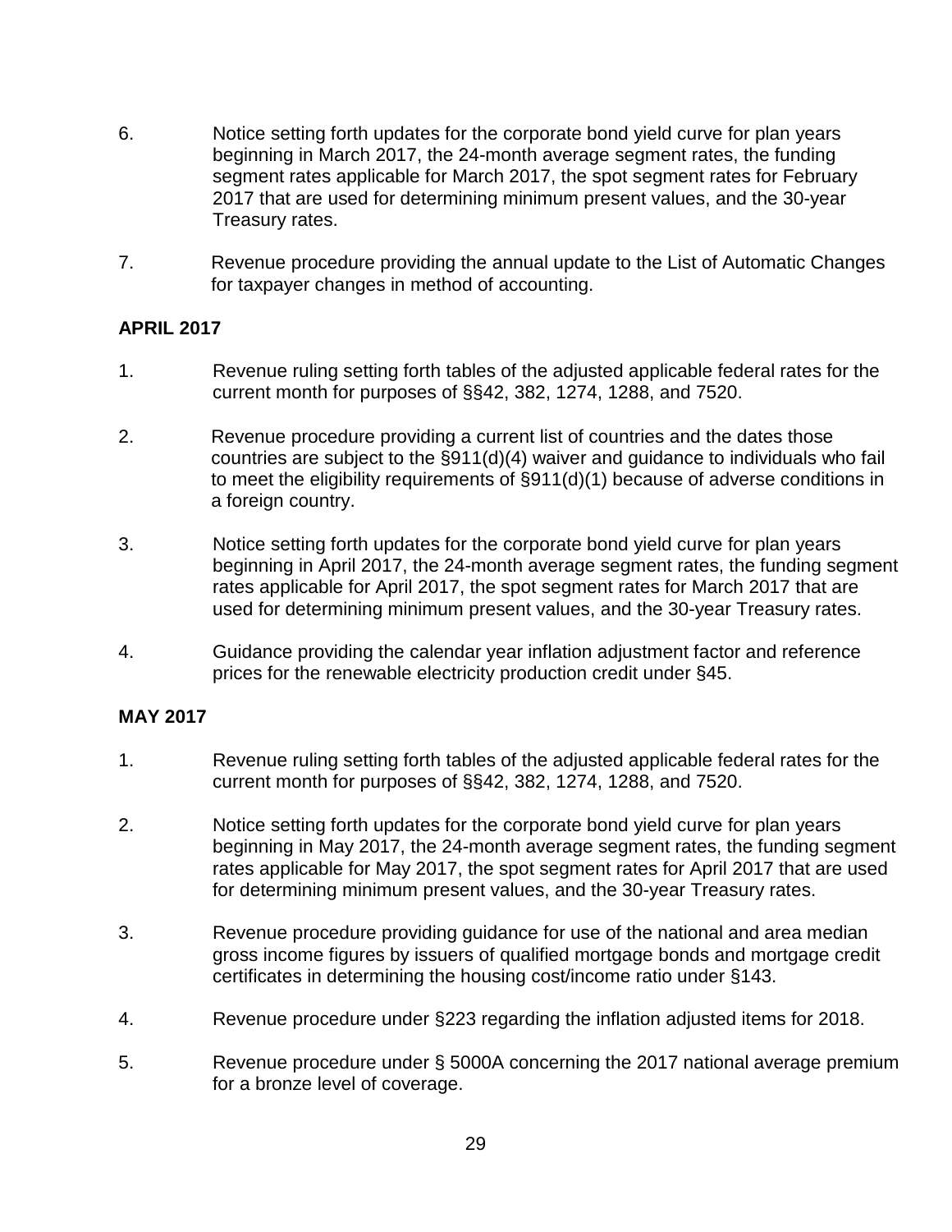6. Notice setting forth updates for the corporate bond yield curve for plan years beginning in March 2017, the 24-month average segment rates, the funding segment rates applicable for March 2017, the spot segment rates for February 2017 that are used for determining minimum present values, and the 30-year Treasury rates.

7. Revenue procedure providing the annual update to the List of Automatic Changes for taxpayer changes in method of accounting.

**APRIL 2017**

1. Revenue ruling setting forth tables of the adjusted applicable federal rates for the current month for purposes of §§42, 382, 1274, 1288, and 7520.

2. Revenue procedure providing a current list of countries and the dates those countries are subject to the §911(d)(4) waiver and guidance to individuals who fail to meet the eligibility requirements of §911(d)(1) because of adverse conditions in a foreign country.

3. Notice setting forth updates for the corporate bond yield curve for plan years beginning in April 2017, the 24-month average segment rates, the funding segment rates applicable for April 2017, the spot segment rates for March 2017 that are used for determining minimum present values, and the 30-year Treasury rates.

4. Guidance providing the calendar year inflation adjustment factor and reference prices for the renewable electricity production credit under §45.

**MAY 2017**

1. Revenue ruling setting forth tables of the adjusted applicable federal rates for the current month for purposes of §§42, 382, 1274, 1288, and 7520.

2. Notice setting forth updates for the corporate bond yield curve for plan years beginning in May 2017, the 24-month average segment rates, the funding segment rates applicable for May 2017, the spot segment rates for April 2017 that are used for determining minimum present values, and the 30-year Treasury rates.

3. Revenue procedure providing guidance for use of the national and area median gross income figures by issuers of qualified mortgage bonds and mortgage credit certificates in determining the housing cost/income ratio under §143.

4. Revenue procedure under §223 regarding the inflation adjusted items for 2018.

5. Revenue procedure under § 5000A concerning the 2017 national average premium for a bronze level of coverage.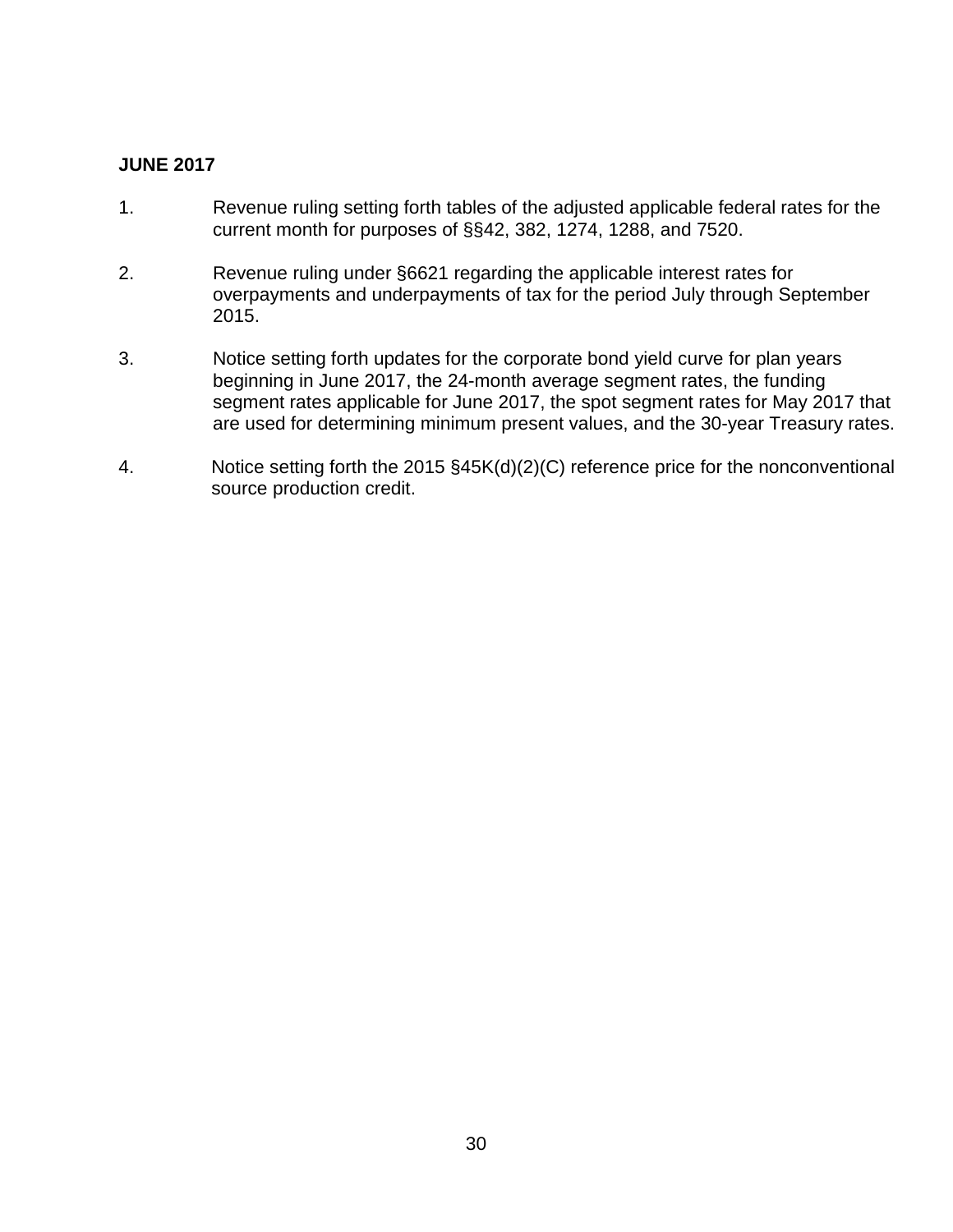**JUNE 2017**

1. Revenue ruling setting forth tables of the adjusted applicable federal rates for the current month for purposes of §§42, 382, 1274, 1288, and 7520.

2. Revenue ruling under §6621 regarding the applicable interest rates for overpayments and underpayments of tax for the period July through September 2015.

3. Notice setting forth updates for the corporate bond yield curve for plan years beginning in June 2017, the 24-month average segment rates, the funding segment rates applicable for June 2017, the spot segment rates for May 2017 that are used for determining minimum present values, and the 30-year Treasury rates.

4. Notice setting forth the 2015 §45K(d)(2)(C) reference price for the nonconventional source production credit.